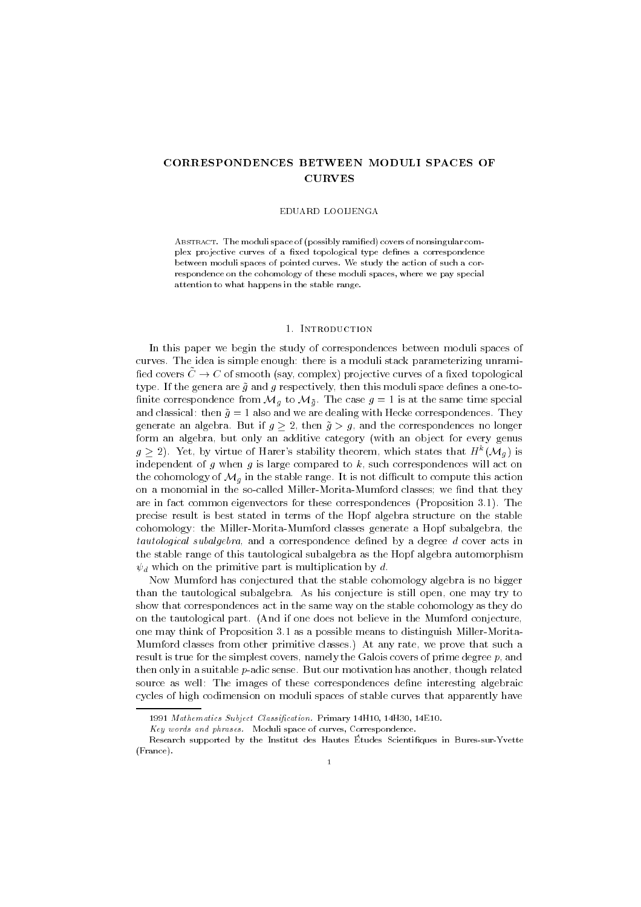# CORRESPONDENCES BETWEEN MODULI SPACES OF CURVES

EDUARD LOOIJENGA

Abstract. The moduli space of (possibly ramified) covers of nonsingular complex projective curves of a fixed topological type defines a correspondence between moduli spaces of pointed curves. We study the action of such a correspondence on the cohomology of these moduli spaces, where we pay special attention to what happens in the stable range.

## 1. Introduction

In this paper we begin the study of correspondences between moduli spaces of curves. The idea is simple enough: there is a moduli stack parameterizing unramified covers $\tilde{C} \to C$ of smooth (say, complex) projective curves of a fixed topological type. If the genera are $\tilde{g}$ and $g$ respectively, then this moduli space defines a one-to-finite correspondence from $\mathcal{M}_g$ to $\mathcal{M}_{\tilde{g}}$. The case $g = 1$ is at the same time special and classical: then $\tilde{g} = 1$ also and we are dealing with Hecke correspondences. They generate an algebra. But if $g \geq 2$, then $\tilde{g} > g$, and the correspondences no longer form an algebra, but only an additive category (with an object for every genus $g \geq 2$). Yet, by virtue of Harer's stability theorem, which states that $H^k(\mathcal{M}_g)$ is independent of $g$ when $g$ is large compared to $k$, such correspondences will act on the cohomology of $\mathcal{M}_g$ in the stable range. It is not difficult to compute this action on a monomial in the so-called Miller-Morita-Mumford classes; we find that they are in fact common eigenvectors for these correspondences (Proposition 3.1). The precise result is best stated in terms of the Hopf algebra structure on the stable cohomology: the Miller-Morita-Mumford classes generate a Hopf subalgebra, the *tautological subalgebra*, and a correspondence defined by a degree $d$ cover acts in the stable range of this tautological subalgebra as the Hopf algebra automorphism $\psi_d$ which on the primitive part is multiplication by $d$.

Now Mumford has conjectured that the stable cohomology algebra is no bigger than the tautological subalgebra. As his conjecture is still open, one may try to show that correspondences act in the same way on the stable cohomology as they do on the tautological part. (And if one does not believe in the Mumford conjecture, one may think of Proposition 3.1 as a possible means to distinguish Miller-Morita-Mumford classes from other primitive classes.) At any rate, we prove that such a result is true for the simplest covers, namely the Galois covers of prime degree $p$, and then only in a suitable $p$-adic sense. But our motivation has another, though related source as well: The images of these correspondences define interesting algebraic cycles of high codimension on moduli spaces of stable curves that apparently have

1991 *Mathematics Subject Classification.* Primary 14H10, 14H30, 14E10.

*Key words and phrases.* Moduli space of curves, Correspondence.

Research supported by the Institut des Hautes Études Scientifiques in Bures-sur-Yvette (France).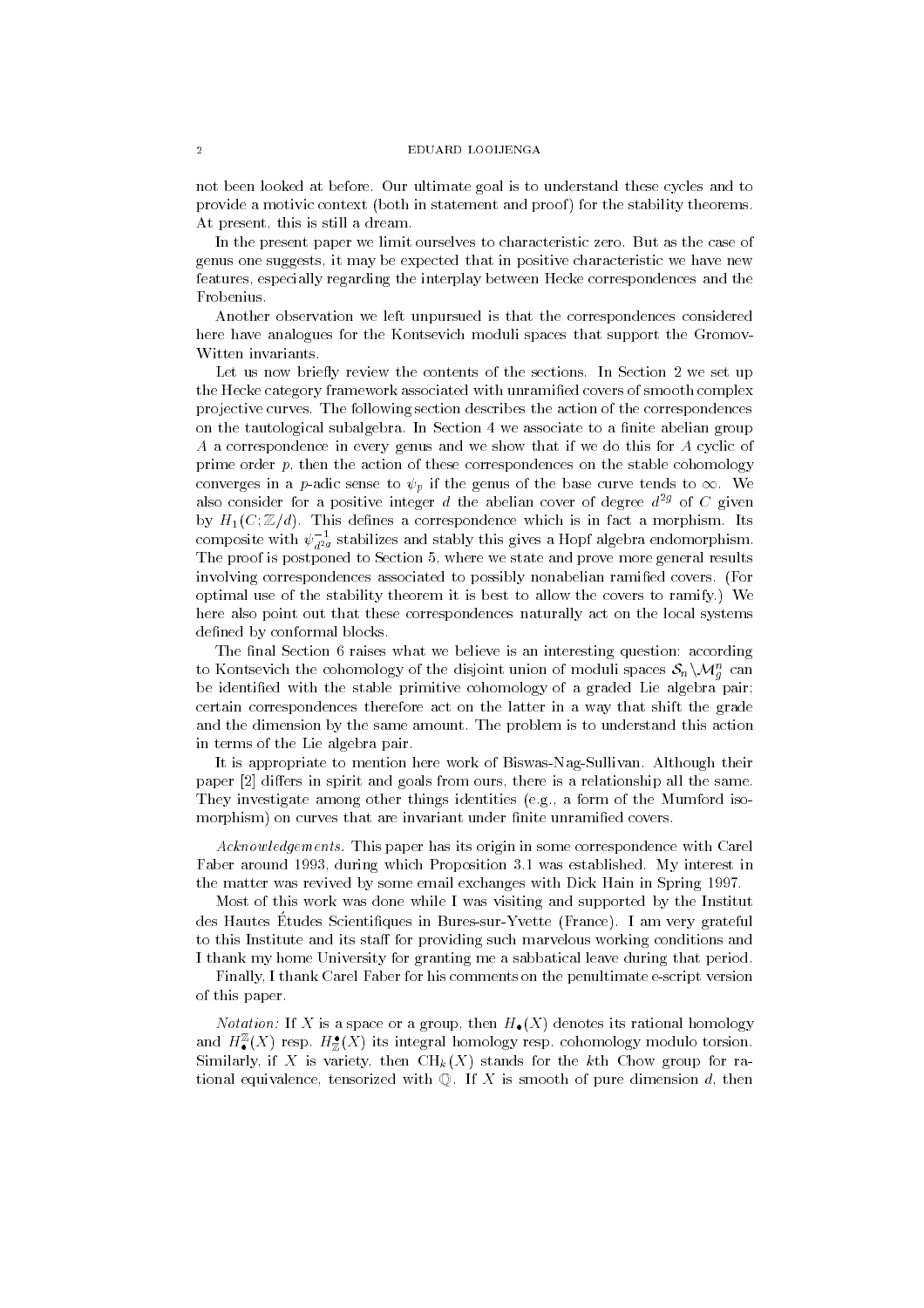not been looked at before. Our ultimate goal is to understand these cycles and to provide a motivic context (both in statement and proof) for the stability theorems. At present, this is still a dream.

In the present paper we limit ourselves to characteristic zero. But as the case of genus one suggests, it may be expected that in positive characteristic we have new features, especially regarding the interplay between Hecke correspondences and the Frobenius.

Another observation we left unpursued is that the correspondences considered here have analogues for the Kontsevich moduli spaces that support the Gromov-Witten invariants.

Let us now briefly review the contents of the sections. In Section 2 we set up the Hecke category framework associated with unramified covers of smooth complex projective curves. The following section describes the action of the correspondences on the tautological subalgebra. In Section 4 we associate to a finite abelian group $A$ a correspondence in every genus and we show that if we do this for $A$ cyclic of prime order $p$, then the action of these correspondences on the stable cohomology converges in a $p$-adic sense to $\psi_p$ if the genus of the base curve tends to $\infty$. We also consider for a positive integer $d$ the abelian cover of degree $d^{2g}$ of $C$ given by $H_1(C;\mathbb{Z}/d)$. This defines a correspondence which is in fact a morphism. Its composite with $\psi_{d^{2g}}^{-1}$ stabilizes and stably this gives a Hopf algebra endomorphism. The proof is postponed to Section 5, where we state and prove more general results involving correspondences associated to possibly nonabelian ramified covers. (For optimal use of the stability theorem it is best to allow the covers to ramify.) We here also point out that these correspondences naturally act on the local systems defined by conformal blocks.

The final Section 6 raises what we believe is an interesting question: according to Kontsevich the cohomology of the disjoint union of moduli spaces $\mathcal{S}_n\backslash\mathcal{M}_g^n$ can be identified with the stable primitive cohomology of a graded Lie algebra pair; certain correspondences therefore act on the latter in a way that shift the grade and the dimension by the same amount. The problem is to understand this action in terms of the Lie algebra pair.

It is appropriate to mention here work of Biswas-Nag-Sullivan. Although their paper [2] differs in spirit and goals from ours, there is a relationship all the same. They investigate among other things identities (e.g., a form of the Mumford isomorphism) on curves that are invariant under finite unramified covers.

*Acknowledgements.* This paper has its origin in some correspondence with Carel Faber around 1993, during which Proposition 3.1 was established. My interest in the matter was revived by some email exchanges with Dick Hain in Spring 1997.

Most of this work was done while I was visiting and supported by the Institut des Hautes Études Scientifiques in Bures-sur-Yvette (France). I am very grateful to this Institute and its staff for providing such marvelous working conditions and I thank my home University for granting me a sabbatical leave during that period.

Finally, I thank Carel Faber for his comments on the penultimate e-script version of this paper.

*Notation:* If $X$ is a space or a group, then $H_\bullet(X)$ denotes its rational homology and $H_\bullet^{\mathbb{Z}}(X)$ resp. $H_{\mathbb{Z}}^\bullet(X)$ its integral homology resp. cohomology modulo torsion. Similarly, if $X$ is variety, then $\mathrm{CH}_k(X)$ stands for the $k$th Chow group for rational equivalence, tensorized with $\mathbb{Q}$. If $X$ is smooth of pure dimension $d$, then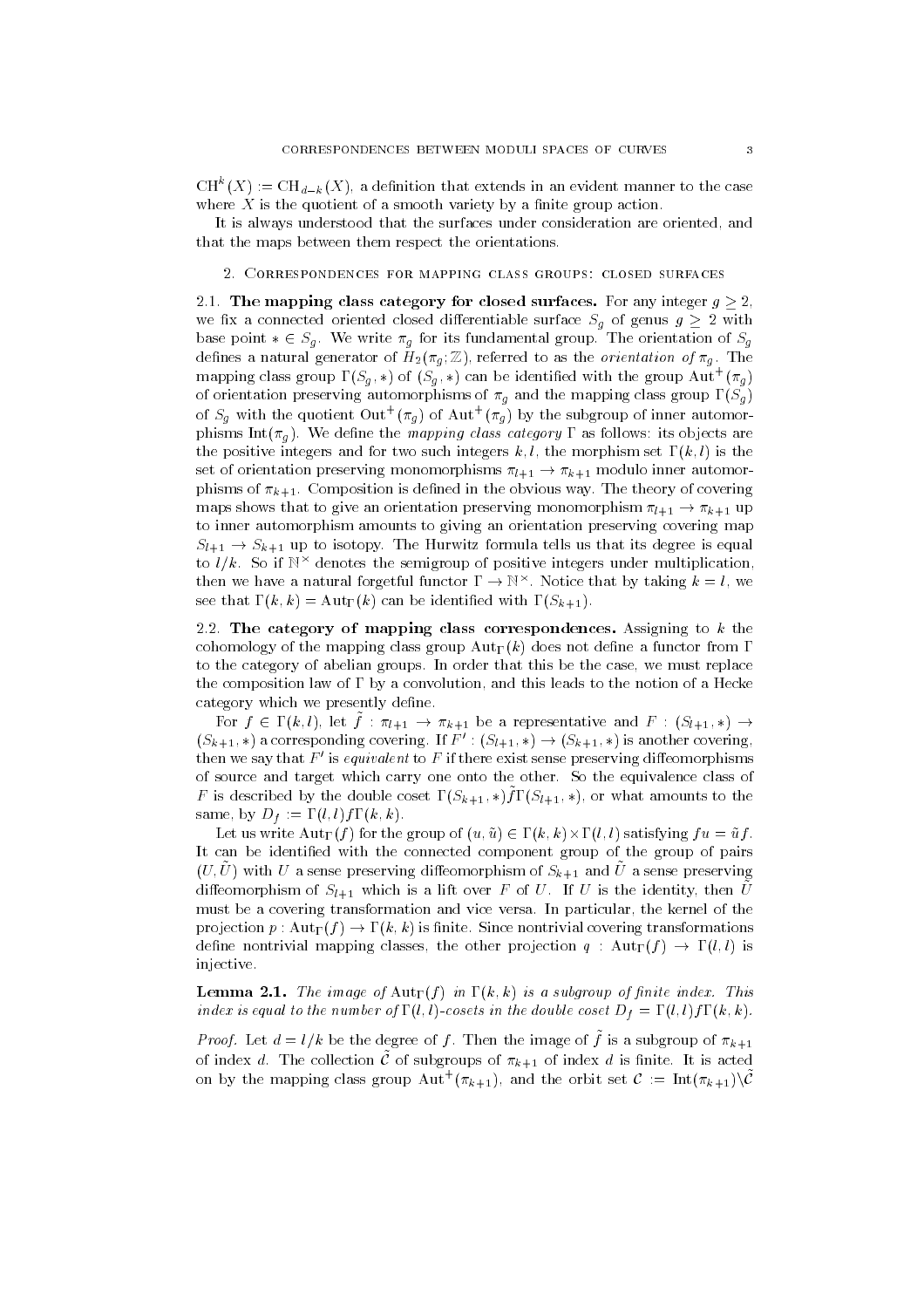$\mathrm{CH}^k(X) := \mathrm{CH}_{d-k}(X)$, a definition that extends in an evident manner to the case where $X$ is the quotient of a smooth variety by a finite group action.

It is always understood that the surfaces under consideration are oriented, and that the maps between them respect the orientations.

## 2. Correspondences for mapping class groups: closed surfaces

**2.1. The mapping class category for closed surfaces.** For any integer $g \geq 2$, we fix a connected oriented closed differentiable surface $S_g$ of genus $g \geq 2$ with base point $* \in S_g$. We write $\pi_g$ for its fundamental group. The orientation of $S_g$ defines a natural generator of $H_2(\pi_g; \mathbb{Z})$, referred to as the *orientation of* $\pi_g$. The mapping class group $\Gamma(S_g, *)$ of $(S_g, *)$ can be identified with the group $\mathrm{Aut}^+(\pi_g)$ of orientation preserving automorphisms of $\pi_g$ and the mapping class group $\Gamma(S_g)$ of $S_g$ with the quotient $\mathrm{Out}^+(\pi_g)$ of $\mathrm{Aut}^+(\pi_g)$ by the subgroup of inner automorphisms $\mathrm{Int}(\pi_g)$. We define the *mapping class category* $\Gamma$ as follows: its objects are the positive integers and for two such integers $k, l$, the morphism set $\Gamma(k, l)$ is the set of orientation preserving monomorphisms $\pi_{l+1} \to \pi_{k+1}$ modulo inner automorphisms of $\pi_{k+1}$. Composition is defined in the obvious way. The theory of covering maps shows that to give an orientation preserving monomorphism $\pi_{l+1} \to \pi_{k+1}$ up to inner automorphism amounts to giving an orientation preserving covering map $S_{l+1} \to S_{k+1}$ up to isotopy. The Hurwitz formula tells us that its degree is equal to $l/k$. So if $\mathbb{N}^\times$ denotes the semigroup of positive integers under multiplication, then we have a natural forgetful functor $\Gamma \to \mathbb{N}^\times$. Notice that by taking $k = l$, we see that $\Gamma(k, k) = \mathrm{Aut}_\Gamma(k)$ can be identified with $\Gamma(S_{k+1})$.

**2.2. The category of mapping class correspondences.** Assigning to $k$ the cohomology of the mapping class group $\mathrm{Aut}_\Gamma(k)$ does not define a functor from $\Gamma$ to the category of abelian groups. In order that this be the case, we must replace the composition law of $\Gamma$ by a convolution, and this leads to the notion of a Hecke category which we presently define.

For $f \in \Gamma(k, l)$, let $\tilde{f} : \pi_{l+1} \to \pi_{k+1}$ be a representative and $F : (S_{l+1}, *) \to (S_{k+1}, *)$ a corresponding covering. If $F' : (S_{l+1}, *) \to (S_{k+1}, *)$ is another covering, then we say that $F'$ is *equivalent* to $F$ if there exist sense preserving diffeomorphisms of source and target which carry one onto the other. So the equivalence class of $F$ is described by the double coset $\Gamma(S_{k+1}, *)\tilde{f}\Gamma(S_{l+1}, *)$, or what amounts to the same, by $D_f := \Gamma(l, l) f \Gamma(k, k)$.

Let us write $\mathrm{Aut}_\Gamma(f)$ for the group of $(u, \tilde{u}) \in \Gamma(k, k) \times \Gamma(l, l)$ satisfying $fu = \tilde{u} f$. It can be identified with the connected component group of the group of pairs $(U, \tilde{U})$ with $U$ a sense preserving diffeomorphism of $S_{k+1}$ and $\tilde{U}$ a sense preserving diffeomorphism of $S_{l+1}$ which is a lift over $F$ of $U$. If $U$ is the identity, then $\tilde{U}$ must be a covering transformation and vice versa. In particular, the kernel of the projection $p : \mathrm{Aut}_\Gamma(f) \to \Gamma(k, k)$ is finite. Since nontrivial covering transformations define nontrivial mapping classes, the other projection $q : \mathrm{Aut}_\Gamma(f) \to \Gamma(l, l)$ is injective.

**Lemma 2.1.** *The image of $\mathrm{Aut}_\Gamma(f)$ in $\Gamma(k, k)$ is a subgroup of finite index. This index is equal to the number of $\Gamma(l, l)$-cosets in the double coset $D_f = \Gamma(l, l) f \Gamma(k, k)$.*

*Proof.* Let $d = l/k$ be the degree of $f$. Then the image of $\tilde{f}$ is a subgroup of $\pi_{k+1}$ of index $d$. The collection $\tilde{\mathcal{C}}$ of subgroups of $\pi_{k+1}$ of index $d$ is finite. It is acted on by the mapping class group $\mathrm{Aut}^+(\pi_{k+1})$, and the orbit set $\mathcal{C} := \mathrm{Int}(\pi_{k+1})\backslash\tilde{\mathcal{C}}$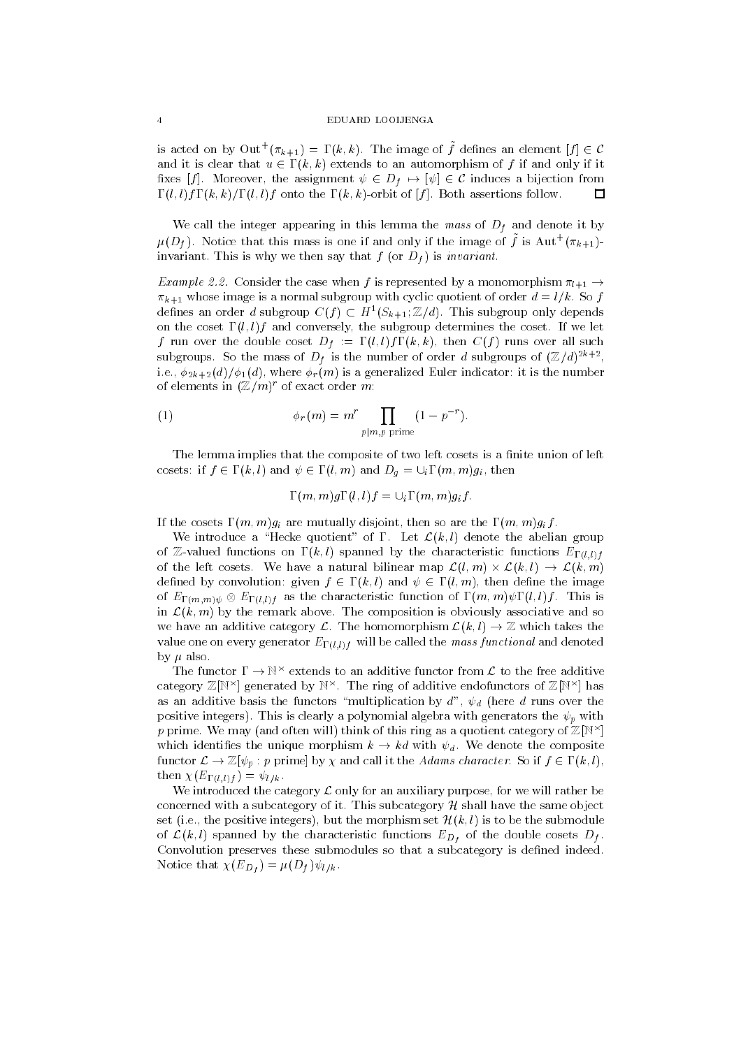is acted on by $\mathrm{Out}^+(\pi_{k+1}) = \Gamma(k,k)$. The image of $\tilde{f}$ defines an element $[f] \in \mathcal{C}$ and it is clear that $u \in \Gamma(k,k)$ extends to an automorphism of $f$ if and only if it fixes $[f]$. Moreover, the assignment $\psi \in D_f \mapsto [\psi] \in \mathcal{C}$ induces a bijection from $\Gamma(l,l)f\Gamma(k,k)/\Gamma(l,l)f$ onto the $\Gamma(k,k)$-orbit of $[f]$. Both assertions follow. $\square$

We call the integer appearing in this lemma the *mass* of $D_f$ and denote it by $\mu(D_f)$. Notice that this mass is one if and only if the image of $\tilde{f}$ is $\mathrm{Aut}^+(\pi_{k+1})$-invariant. This is why we then say that $f$ (or $D_f$) is *invariant*.

*Example 2.2.* Consider the case when $f$ is represented by a monomorphism $\pi_{l+1} \to \pi_{k+1}$ whose image is a normal subgroup with cyclic quotient of order $d = l/k$. So $f$ defines an order $d$ subgroup $C(f) \subset H^1(S_{k+1}; \mathbb{Z}/d)$. This subgroup only depends on the coset $\Gamma(l,l)f$ and conversely, the subgroup determines the coset. If we let $f$ run over the double coset $D_f := \Gamma(l,l)f\Gamma(k,k)$, then $C(f)$ runs over all such subgroups. So the mass of $D_f$ is the number of order $d$ subgroups of $(\mathbb{Z}/d)^{2k+2}$, i.e., $\phi_{2k+2}(d)/\phi_1(d)$, where $\phi_r(m)$ is a generalized Euler indicator: it is the number of elements in $(\mathbb{Z}/m)^r$ of exact order $m$:

$$\phi_r(m) = m^r \prod_{p|m, p \text{ prime}} (1 - p^{-r}). \tag{1}$$

The lemma implies that the composite of two left cosets is a finite union of left cosets: if $f \in \Gamma(k,l)$ and $\psi \in \Gamma(l,m)$ and $D_g = \cup_i \Gamma(m,m)g_i$, then

$$\Gamma(m,m)g\Gamma(l,l)f = \cup_i \Gamma(m,m)g_i f.$$

If the cosets $\Gamma(m,m)g_i$ are mutually disjoint, then so are the $\Gamma(m,m)g_i f$.

We introduce a "Hecke quotient" of $\Gamma$. Let $\mathcal{L}(k,l)$ denote the abelian group of $\mathbb{Z}$-valued functions on $\Gamma(k,l)$ spanned by the characteristic functions $E_{\Gamma(l,l)f}$ of the left cosets. We have a natural bilinear map $\mathcal{L}(l,m) \times \mathcal{L}(k,l) \to \mathcal{L}(k,m)$ defined by convolution: given $f \in \Gamma(k,l)$ and $\psi \in \Gamma(l,m)$, then define the image of $E_{\Gamma(m,m)\psi} \otimes E_{\Gamma(l,l)f}$ as the characteristic function of $\Gamma(m,m)\psi\Gamma(l,l)f$. This is in $\mathcal{L}(k,m)$ by the remark above. The composition is obviously associative and so we have an additive category $\mathcal{L}$. The homomorphism $\mathcal{L}(k,l) \to \mathbb{Z}$ which takes the value one on every generator $E_{\Gamma(l,l)f}$ will be called the *mass functional* and denoted by $\mu$ also.

The functor $\Gamma \to \mathbb{N}^\times$ extends to an additive functor from $\mathcal{L}$ to the free additive category $\mathbb{Z}[\mathbb{N}^\times]$ generated by $\mathbb{N}^\times$. The ring of additive endofunctors of $\mathbb{Z}[\mathbb{N}^\times]$ has as an additive basis the functors "multiplication by $d$", $\psi_d$ (here $d$ runs over the positive integers). This is clearly a polynomial algebra with generators the $\psi_p$ with $p$ prime. We may (and often will) think of this ring as a quotient category of $\mathbb{Z}[\mathbb{N}^\times]$ which identifies the unique morphism $k \to kd$ with $\psi_d$. We denote the composite functor $\mathcal{L} \to \mathbb{Z}[\psi_p : p \text{ prime}]$ by $\chi$ and call it the *Adams character*. So if $f \in \Gamma(k,l)$, then $\chi(E_{\Gamma(l,l)f}) = \psi_{l/k}$.

We introduced the category $\mathcal{L}$ only for an auxiliary purpose, for we will rather be concerned with a subcategory of it. This subcategory $\mathcal{H}$ shall have the same object set (i.e., the positive integers), but the morphism set $\mathcal{H}(k,l)$ is to be the submodule of $\mathcal{L}(k,l)$ spanned by the characteristic functions $E_{D_f}$ of the double cosets $D_f$. Convolution preserves these submodules so that a subcategory is defined indeed. Notice that $\chi(E_{D_f}) = \mu(D_f)\psi_{l/k}$.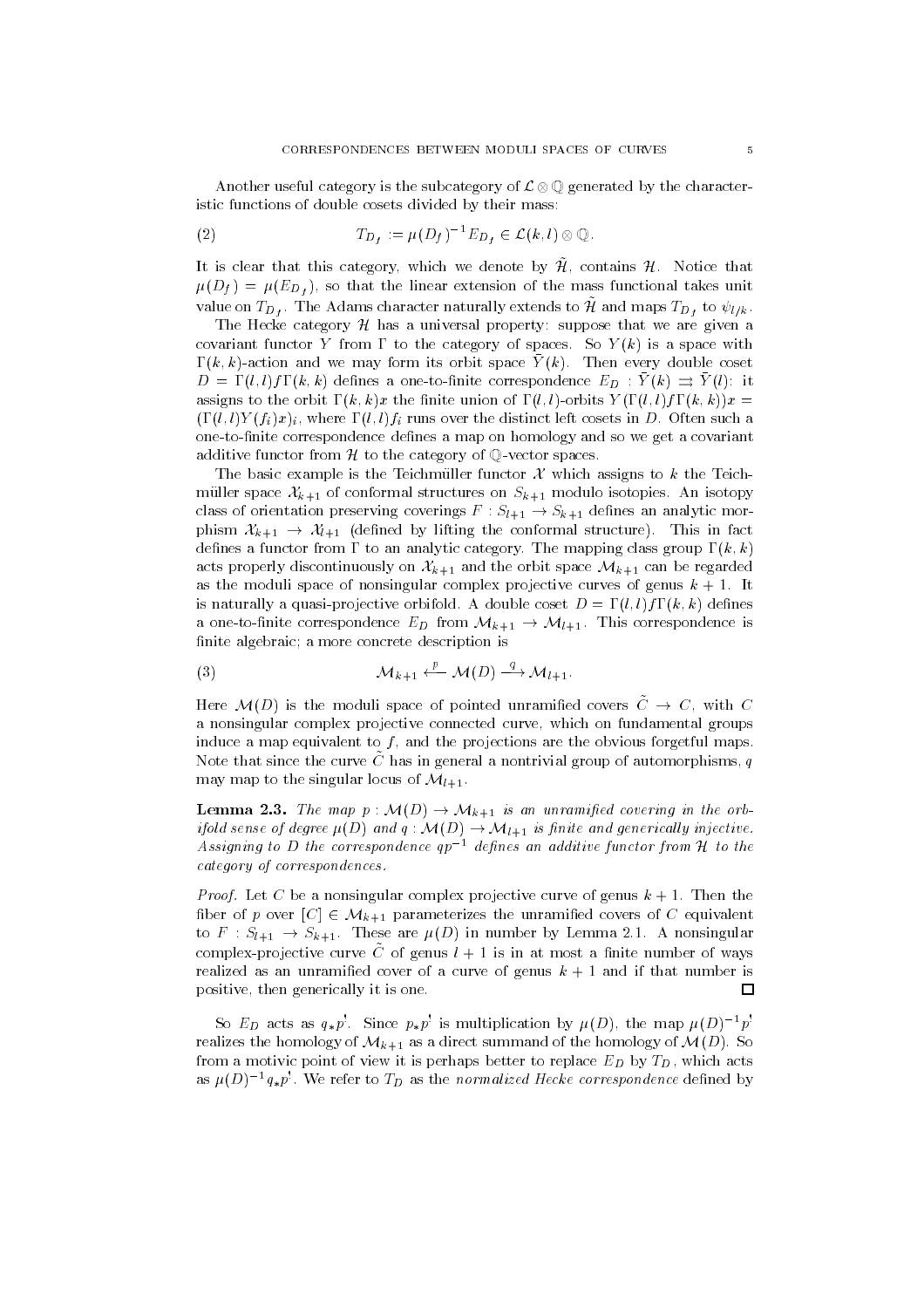Another useful category is the subcategory of $\mathcal{L}\otimes\mathbb{Q}$ generated by the characteristic functions of double cosets divided by their mass:

$$T_{D_f} := \mu(D_f)^{-1} E_{D_f} \in \mathcal{L}(k,l)\otimes\mathbb{Q}. \tag{2}$$

It is clear that this category, which we denote by $\tilde{\mathcal{H}}$, contains $\mathcal{H}$. Notice that $\mu(D_f) = \mu(E_{D_f})$, so that the linear extension of the mass functional takes unit value on $T_{D_f}$. The Adams character naturally extends to $\tilde{\mathcal{H}}$ and maps $T_{D_f}$ to $\psi_{l/k}$.

The Hecke category $\mathcal{H}$ has a universal property: suppose that we are given a covariant functor $Y$ from $\Gamma$ to the category of spaces. So $Y(k)$ is a space with $\Gamma(k,k)$-action and we may form its orbit space $\bar{Y}(k)$. Then every double coset $D = \Gamma(l,l)f\Gamma(k,k)$ defines a one-to-finite correspondence $E_D : \bar{Y}(k) \rightrightarrows \bar{Y}(l)$: it assigns to the orbit $\Gamma(k,k)x$ the finite union of $\Gamma(l,l)$-orbits $Y(\Gamma(l,l)f\Gamma(k,k))x = (\Gamma(l,l)Y(f_i)x)_i$, where $\Gamma(l,l)f_i$ runs over the distinct left cosets in $D$. Often such a one-to-finite correspondence defines a map on homology and so we get a covariant additive functor from $\mathcal{H}$ to the category of $\mathbb{Q}$-vector spaces.

The basic example is the Teichmüller functor $\mathcal{X}$ which assigns to $k$ the Teichmüller space $\mathcal{X}_{k+1}$ of conformal structures on $S_{k+1}$ modulo isotopies. An isotopy class of orientation preserving coverings $F : S_{l+1} \to S_{k+1}$ defines an analytic morphism $\mathcal{X}_{k+1} \to \mathcal{X}_{l+1}$ (defined by lifting the conformal structure). This in fact defines a functor from $\Gamma$ to an analytic category. The mapping class group $\Gamma(k,k)$ acts properly discontinuously on $\mathcal{X}_{k+1}$ and the orbit space $\mathcal{M}_{k+1}$ can be regarded as the moduli space of nonsingular complex projective curves of genus $k+1$. It is naturally a quasi-projective orbifold. A double coset $D = \Gamma(l,l)f\Gamma(k,k)$ defines a one-to-finite correspondence $E_D$ from $\mathcal{M}_{k+1} \to \mathcal{M}_{l+1}$. This correspondence is finite algebraic; a more concrete description is

$$\mathcal{M}_{k+1} \xleftarrow{\;p\;} \mathcal{M}(D) \xrightarrow{\;q\;} \mathcal{M}_{l+1}. \tag{3}$$

Here $\mathcal{M}(D)$ is the moduli space of pointed unramified covers $\tilde{C} \to C$, with $C$ a nonsingular complex projective connected curve, which on fundamental groups induce a map equivalent to $f$, and the projections are the obvious forgetful maps. Note that since the curve $\tilde{C}$ has in general a nontrivial group of automorphisms, $q$ may map to the singular locus of $\mathcal{M}_{l+1}$.

**Lemma 2.3.** *The map $p : \mathcal{M}(D) \to \mathcal{M}_{k+1}$ is an unramified covering in the orbifold sense of degree $\mu(D)$ and $q : \mathcal{M}(D) \to \mathcal{M}_{l+1}$ is finite and generically injective. Assigning to $D$ the correspondence $qp^{-1}$ defines an additive functor from $\mathcal{H}$ to the category of correspondences.*

*Proof.* Let $C$ be a nonsingular complex projective curve of genus $k+1$. Then the fiber of $p$ over $[C] \in \mathcal{M}_{k+1}$ parameterizes the unramified covers of $C$ equivalent to $F : S_{l+1} \to S_{k+1}$. These are $\mu(D)$ in number by Lemma 2.1. A nonsingular complex-projective curve $\tilde{C}$ of genus $l+1$ is in at most a finite number of ways realized as an unramified cover of a curve of genus $k+1$ and if that number is positive, then generically it is one. ∎

So $E_D$ acts as $q_*p^!$. Since $p_*p^!$ is multiplication by $\mu(D)$, the map $\mu(D)^{-1}p^!$ realizes the homology of $\mathcal{M}_{k+1}$ as a direct summand of the homology of $\mathcal{M}(D)$. So from a motivic point of view it is perhaps better to replace $E_D$ by $T_D$, which acts as $\mu(D)^{-1}q_*p^!$. We refer to $T_D$ as the *normalized Hecke correspondence* defined by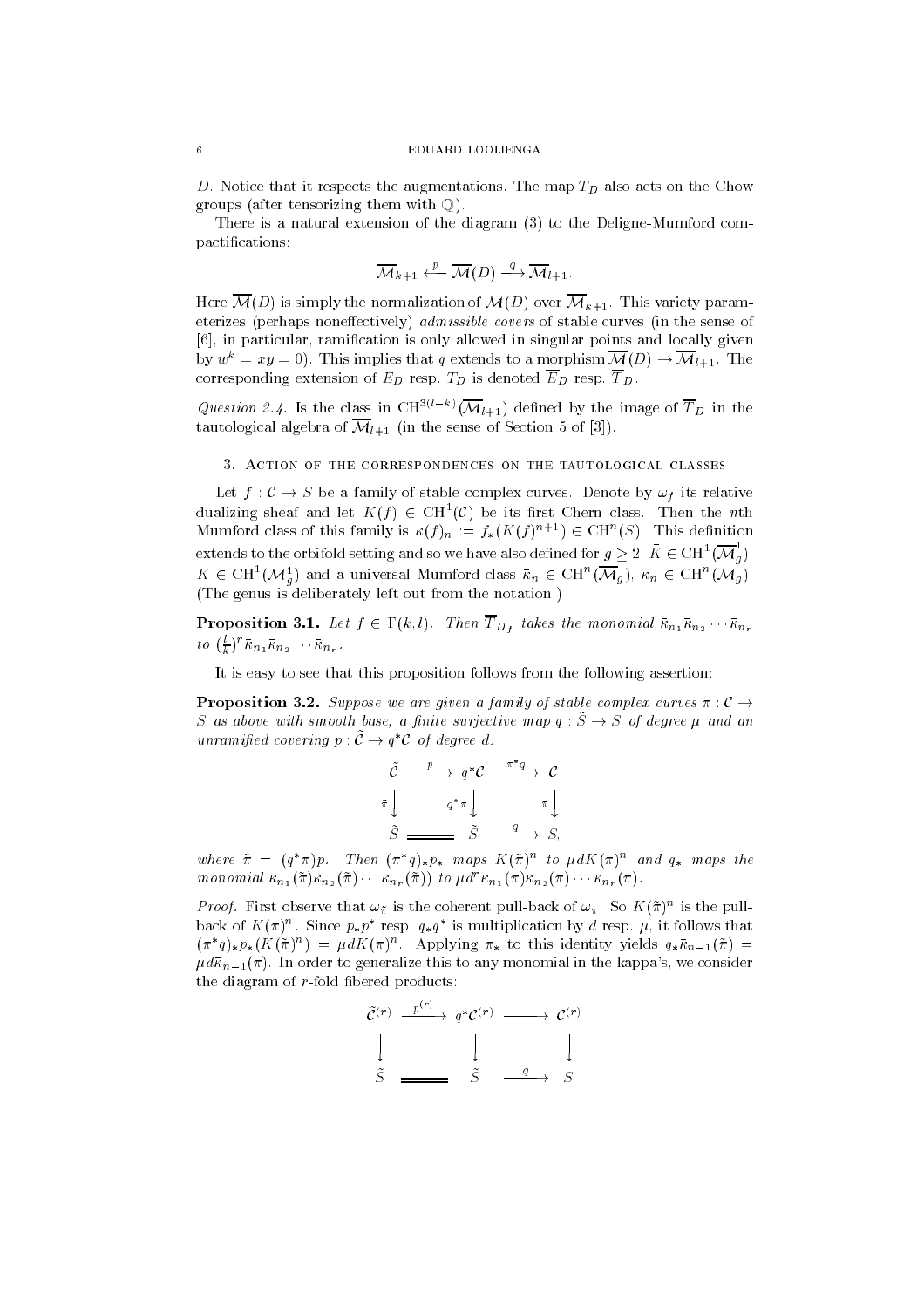$D$. Notice that it respects the augmentations. The map $T_D$ also acts on the Chow groups (after tensorizing them with $\mathbb{Q}$).

There is a natural extension of the diagram (3) to the Deligne-Mumford compactifications:

$$\overline{\mathcal{M}}_{k+1} \xleftarrow{\bar{p}} \overline{\mathcal{M}}(D) \xrightarrow{\bar{q}} \overline{\mathcal{M}}_{l+1}.$$

Here $\overline{\mathcal{M}}(D)$ is simply the normalization of $\mathcal{M}(D)$ over $\overline{\mathcal{M}}_{k+1}$. This variety parameterizes (perhaps noneffectively) *admissible covers* of stable curves (in the sense of [6], in particular, ramification is only allowed in singular points and locally given by $w^k = xy = 0$). This implies that $q$ extends to a morphism $\overline{\mathcal{M}}(D) \to \overline{\mathcal{M}}_{l+1}$. The corresponding extension of $E_D$ resp. $T_D$ is denoted $\overline{E}_D$ resp. $\overline{T}_D$.

*Question 2.4.* Is the class in $\mathrm{CH}^{3(l-k)}(\overline{\mathcal{M}}_{l+1})$ defined by the image of $\overline{T}_D$ in the tautological algebra of $\overline{\mathcal{M}}_{l+1}$ (in the sense of Section 5 of [3]).

## 3. Action of the correspondences on the tautological classes

Let $f : \mathcal{C} \to S$ be a family of stable complex curves. Denote by $\omega_f$ its relative dualizing sheaf and let $K(f) \in \mathrm{CH}^1(\mathcal{C})$ be its first Chern class. Then the $n$th Mumford class of this family is $\kappa(f)_n := f_*(K(f)^{n+1}) \in \mathrm{CH}^n(S)$. This definition extends to the orbifold setting and so we have also defined for $g \geq 2$, $\bar{K} \in \mathrm{CH}^1(\overline{\mathcal{M}}_g^1)$, $K \in \mathrm{CH}^1(\mathcal{M}_g^1)$ and a universal Mumford class $\bar{\kappa}_n \in \mathrm{CH}^n(\overline{\mathcal{M}}_g)$, $\kappa_n \in \mathrm{CH}^n(\mathcal{M}_g)$. (The genus is deliberately left out from the notation.)

**Proposition 3.1.** *Let $f \in \Gamma(k, l)$. Then $\overline{T}_{D_f}$ takes the monomial $\bar{\kappa}_{n_1}\bar{\kappa}_{n_2}\cdots\bar{\kappa}_{n_r}$ to $(\frac{l}{k})^r\bar{\kappa}_{n_1}\bar{\kappa}_{n_2}\cdots\bar{\kappa}_{n_r}$.*

It is easy to see that this proposition follows from the following assertion:

**Proposition 3.2.** *Suppose we are given a family of stable complex curves $\pi : \mathcal{C} \to S$ as above with smooth base, a finite surjective map $q : \tilde{S} \to S$ of degree $\mu$ and an unramified covering $p : \tilde{\mathcal{C}} \to q^*\mathcal{C}$ of degree $d$:*

$$\begin{array}{ccccc}
\tilde{\mathcal{C}} & \xrightarrow{p} & q^*\mathcal{C} & \xrightarrow{\pi^* q} & \mathcal{C} \\
{\scriptstyle \tilde{\pi}}\downarrow & & {\scriptstyle q^*\pi}\downarrow & & {\scriptstyle \pi}\downarrow \\
\tilde{S} & = & \tilde{S} & \xrightarrow{q} & S,
\end{array}$$

*where $\tilde{\pi} = (q^*\pi)p$. Then $(\pi^*q)_*p_*$ maps $K(\tilde{\pi})^n$ to $\mu d K(\pi)^n$ and $q_*$ maps the monomial $\kappa_{n_1}(\tilde{\pi})\kappa_{n_2}(\tilde{\pi})\cdots\kappa_{n_r}(\tilde{\pi}))$ to $\mu d^r\kappa_{n_1}(\pi)\kappa_{n_2}(\pi)\cdots\kappa_{n_r}(\pi)$.*

*Proof.* First observe that $\omega_{\tilde{\pi}}$ is the coherent pull-back of $\omega_\pi$. So $K(\tilde{\pi})^n$ is the pull-back of $K(\pi)^n$. Since $p_*p^*$ resp. $q_*q^*$ is multiplication by $d$ resp. $\mu$, it follows that $(\pi^*q)_*p_*(K(\tilde{\pi})^n) = \mu d K(\pi)^n$. Applying $\pi_*$ to this identity yields $q_*\bar{\kappa}_{n-1}(\tilde{\pi}) = \mu d\bar{\kappa}_{n-1}(\pi)$. In order to generalize this to any monomial in the kappa's, we consider the diagram of $r$-fold fibered products:

$$\begin{array}{ccccc}
\tilde{\mathcal{C}}^{(r)} & \xrightarrow{p^{(r)}} & q^*\mathcal{C}^{(r)} & \longrightarrow & \mathcal{C}^{(r)} \\
\downarrow & & \downarrow & & \downarrow \\
\tilde{S} & = & \tilde{S} & \xrightarrow{q} & S.
\end{array}$$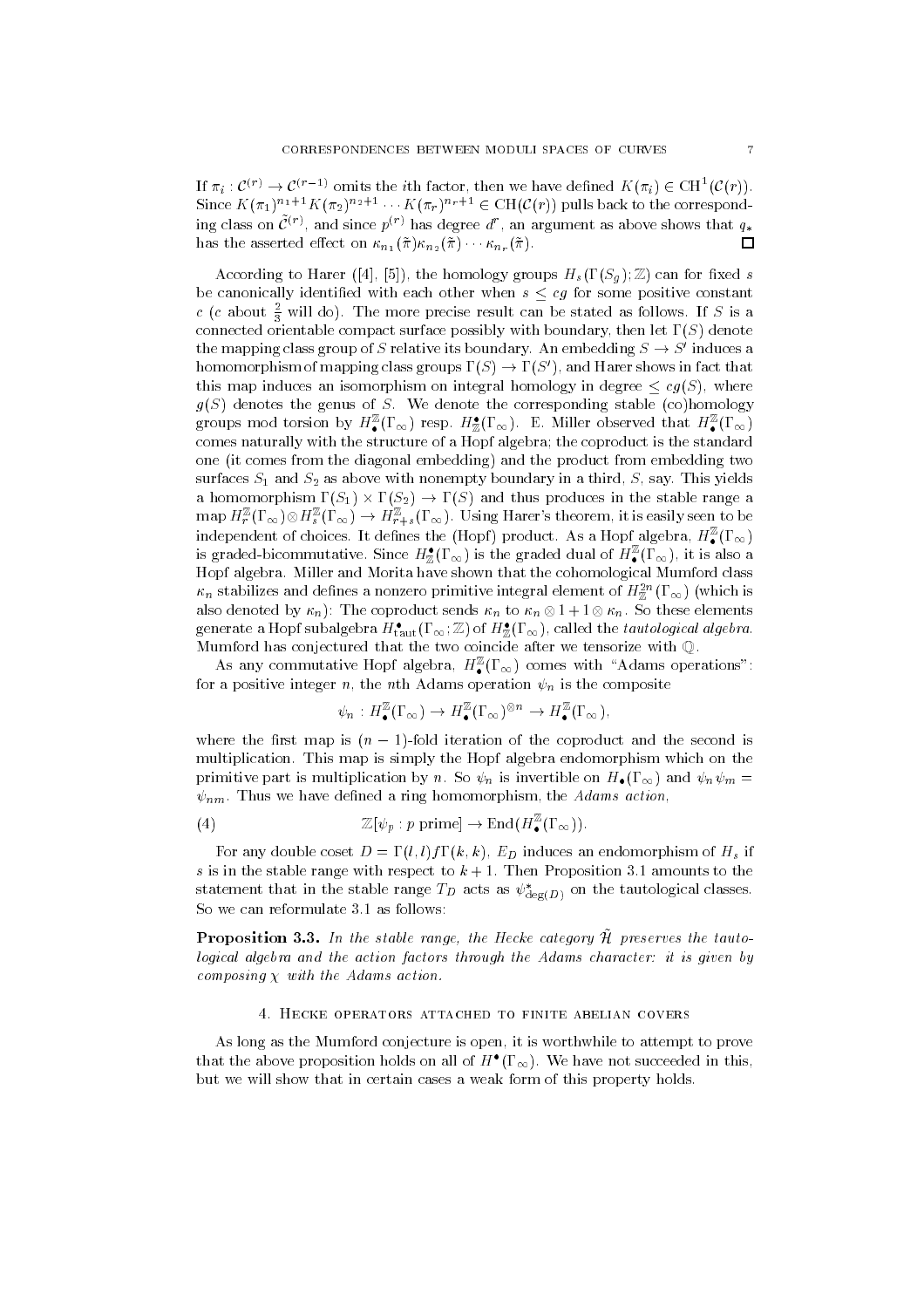If $\pi_i : \mathcal{C}^{(r)} \to \mathcal{C}^{(r-1)}$ omits the $i$th factor, then we have defined $K(\pi_i) \in \mathrm{CH}^1(\mathcal{C}(r))$. Since $K(\pi_1)^{n_1+1}K(\pi_2)^{n_2+1}\cdots K(\pi_r)^{n_r+1} \in \mathrm{CH}(\mathcal{C}(r))$ pulls back to the corresponding class on $\tilde{\mathcal{C}}^{(r)}$, and since $p^{(r)}$ has degree $d^r$, an argument as above shows that $q_*$ has the asserted effect on $\kappa_{n_1}(\tilde{\pi})\kappa_{n_2}(\tilde{\pi})\cdots\kappa_{n_r}(\tilde{\pi})$. □

According to Harer ([4], [5]), the homology groups $H_s(\Gamma(S_g);\mathbb{Z})$ can for fixed $s$ be canonically identified with each other when $s \le cg$ for some positive constant $c$ ($c$ about $\frac{2}{3}$ will do). The more precise result can be stated as follows. If $S$ is a connected orientable compact surface possibly with boundary, then let $\Gamma(S)$ denote the mapping class group of $S$ relative its boundary. An embedding $S \to S'$ induces a homomorphism of mapping class groups $\Gamma(S) \to \Gamma(S')$, and Harer shows in fact that this map induces an isomorphism on integral homology in degree $\le cg(S)$, where $g(S)$ denotes the genus of $S$. We denote the corresponding stable (co)homology groups mod torsion by $H^{\mathbb{Z}}_\bullet(\Gamma_\infty)$ resp. $H^\bullet_{\mathbb{Z}}(\Gamma_\infty)$. E. Miller observed that $H^{\mathbb{Z}}_\bullet(\Gamma_\infty)$ comes naturally with the structure of a Hopf algebra; the coproduct is the standard one (it comes from the diagonal embedding) and the product from embedding two surfaces $S_1$ and $S_2$ as above with nonempty boundary in a third, $S$, say. This yields a homomorphism $\Gamma(S_1)\times\Gamma(S_2) \to \Gamma(S)$ and thus produces in the stable range a map $H^{\mathbb{Z}}_r(\Gamma_\infty)\otimes H^{\mathbb{Z}}_s(\Gamma_\infty) \to H^{\mathbb{Z}}_{r+s}(\Gamma_\infty)$. Using Harer's theorem, it is easily seen to be independent of choices. It defines the (Hopf) product. As a Hopf algebra, $H^{\mathbb{Z}}_\bullet(\Gamma_\infty)$ is graded-bicommutative. Since $H^\bullet_{\mathbb{Z}}(\Gamma_\infty)$ is the graded dual of $H^{\mathbb{Z}}_\bullet(\Gamma_\infty)$, it is also a Hopf algebra. Miller and Morita have shown that the cohomological Mumford class $\kappa_n$ stabilizes and defines a nonzero primitive integral element of $H^{2n}_{\mathbb{Z}}(\Gamma_\infty)$ (which is also denoted by $\kappa_n$): The coproduct sends $\kappa_n$ to $\kappa_n\otimes 1 + 1\otimes\kappa_n$. So these elements generate a Hopf subalgebra $H^\bullet_{\mathrm{taut}}(\Gamma_\infty;\mathbb{Z})$ of $H^\bullet_{\mathbb{Z}}(\Gamma_\infty)$, called the *tautological algebra*. Mumford has conjectured that the two coincide after we tensorize with $\mathbb{Q}$.

As any commutative Hopf algebra, $H^{\mathbb{Z}}_\bullet(\Gamma_\infty)$ comes with "Adams operations": for a positive integer $n$, the $n$th Adams operation $\psi_n$ is the composite

$$\psi_n : H^{\mathbb{Z}}_\bullet(\Gamma_\infty) \to H^{\mathbb{Z}}_\bullet(\Gamma_\infty)^{\otimes n} \to H^{\mathbb{Z}}_\bullet(\Gamma_\infty),$$

where the first map is $(n-1)$-fold iteration of the coproduct and the second is multiplication. This map is simply the Hopf algebra endomorphism which on the primitive part is multiplication by $n$. So $\psi_n$ is invertible on $H_\bullet(\Gamma_\infty)$ and $\psi_n\psi_m = \psi_{nm}$. Thus we have defined a ring homomorphism, the *Adams action*,

$$\mathbb{Z}[\psi_p : p \text{ prime}] \to \mathrm{End}(H^{\mathbb{Z}}_\bullet(\Gamma_\infty)). \tag{4}$$

For any double coset $D = \Gamma(l,l)f\Gamma(k,k)$, $E_D$ induces an endomorphism of $H_s$ if $s$ is in the stable range with respect to $k+1$. Then Proposition 3.1 amounts to the statement that in the stable range $T_D$ acts as $\psi^*_{\deg(D)}$ on the tautological classes. So we can reformulate 3.1 as follows:

**Proposition 3.3.** *In the stable range, the Hecke category $\tilde{\mathcal{H}}$ preserves the tautological algebra and the action factors through the Adams character: it is given by composing $\chi$ with the Adams action.*

## 4. Hecke operators attached to finite abelian covers

As long as the Mumford conjecture is open, it is worthwhile to attempt to prove that the above proposition holds on all of $H^\bullet(\Gamma_\infty)$. We have not succeeded in this, but we will show that in certain cases a weak form of this property holds.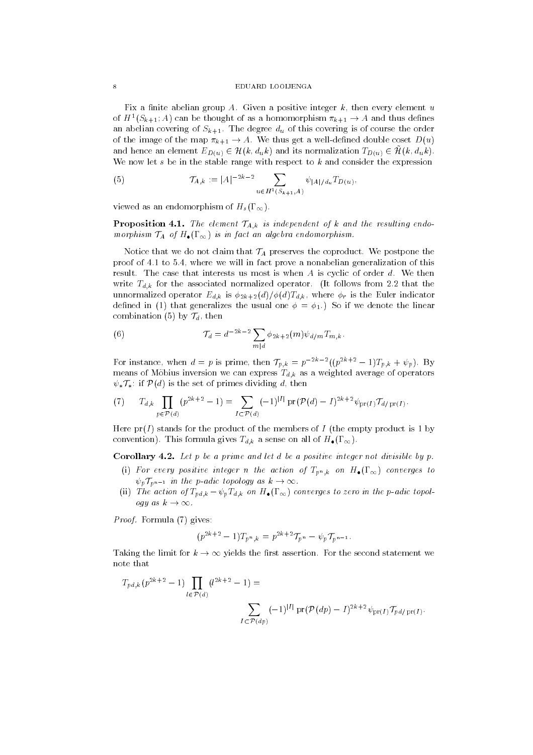Fix a finite abelian group $A$. Given a positive integer $k$, then every element $u$ of $H^1(S_{k+1}; A)$ can be thought of as a homomorphism $\pi_{k+1} \to A$ and thus defines an abelian covering of $S_{k+1}$. The degree $d_u$ of this covering is of course the order of the image of the map $\pi_{k+1} \to A$. We thus get a well-defined double coset $D(u)$ and hence an element $E_{D(u)} \in \mathcal{H}(k, d_u k)$ and its normalization $T_{D(u)} \in \tilde{\mathcal{H}}(k, d_u k)$. We now let $s$ be in the stable range with respect to $k$ and consider the expression

$$\mathcal{T}_{A,k} := |A|^{-2k-2} \sum_{u \in H^1(S_{k+1}, A)} \psi_{|A|/d_u} T_{D(u)}, \tag{5}$$

viewed as an endomorphism of $H_s(\Gamma_\infty)$.

**Proposition 4.1.** *The element $\mathcal{T}_{A,k}$ is independent of $k$ and the resulting endomorphism $\mathcal{T}_A$ of $H_\bullet(\Gamma_\infty)$ is in fact an algebra endomorphism.*

Notice that we do not claim that $\mathcal{T}_A$ preserves the coproduct. We postpone the proof of 4.1 to 5.4, where we will in fact prove a nonabelian generalization of this result. The case that interests us most is when $A$ is cyclic of order $d$. We then write $T_{d,k}$ for the associated normalized operator. (It follows from 2.2 that the unnormalized operator $E_{d,k}$ is $\phi_{2k+2}(d)/\phi(d) T_{d,k}$, where $\phi_r$ is the Euler indicator defined in (1) that generalizes the usual one $\phi = \phi_1$.) So if we denote the linear combination (5) by $\mathcal{T}_d$, then

$$\mathcal{T}_d = d^{-2k-2} \sum_{m|d} \phi_{2k+2}(m) \psi_{d/m} T_{m,k}. \tag{6}$$

For instance, when $d = p$ is prime, then $\mathcal{T}_{p,k} = p^{-2k-2}((p^{2k+2}-1)T_{p,k} + \psi_p)$. By means of Möbius inversion we can express $T_{d,k}$ as a weighted average of operators $\psi_* \mathcal{T}_*$: if $\mathcal{P}(d)$ is the set of primes dividing $d$, then

$$T_{d,k} \prod_{p \in \mathcal{P}(d)} (p^{2k+2} - 1) = \sum_{I \subset \mathcal{P}(d)} (-1)^{|I|} \operatorname{pr}(\mathcal{P}(d) - I)^{2k+2} \psi_{\operatorname{pr}(I)} \mathcal{T}_{d/\operatorname{pr}(I)}. \tag{7}$$

Here $\operatorname{pr}(I)$ stands for the product of the members of $I$ (the empty product is 1 by convention). This formula gives $T_{d,k}$ a sense on all of $H_\bullet(\Gamma_\infty)$.

**Corollary 4.2.** *Let $p$ be a prime and let $d$ be a positive integer not divisible by $p$.*

(i) *For every positive integer $n$ the action of $T_{p^n,k}$ on $H_\bullet(\Gamma_\infty)$ converges to $\psi_p \mathcal{T}_{p^{n-1}}$ in the $p$-adic topology as $k \to \infty$.*

(ii) *The action of $T_{pd,k} - \psi_p T_{d,k}$ on $H_\bullet(\Gamma_\infty)$ converges to zero in the $p$-adic topology as $k \to \infty$.*

*Proof.* Formula (7) gives:

$$(p^{2k+2} - 1) T_{p^n,k} = p^{2k+2} \mathcal{T}_{p^n} - \psi_p \mathcal{T}_{p^{n-1}}.$$

Taking the limit for $k \to \infty$ yields the first assertion. For the second statement we note that

$$T_{pd,k}(p^{2k+2} - 1) \prod_{l \in \mathcal{P}(d)} (l^{2k+2} - 1) = \sum_{I \subset \mathcal{P}(dp)} (-1)^{|I|} \operatorname{pr}(\mathcal{P}(dp) - I)^{2k+2} \psi_{\operatorname{pr}(I)} \mathcal{T}_{pd/\operatorname{pr}(I)}.$$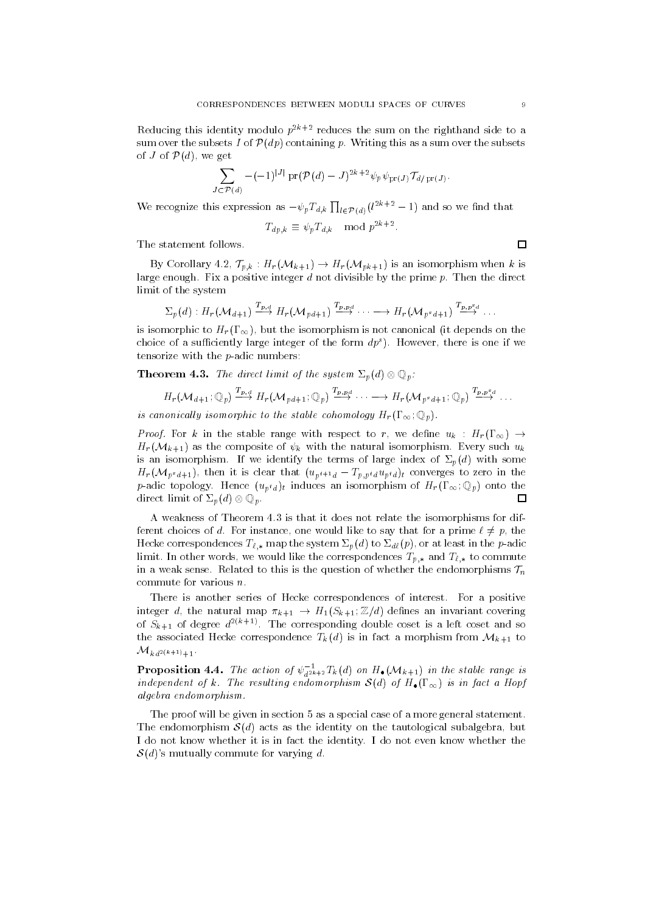Reducing this identity modulo $p^{2k+2}$ reduces the sum on the righthand side to a sum over the subsets $I$ of $\mathcal{P}(dp)$ containing $p$. Writing this as a sum over the subsets of $J$ of $\mathcal{P}(d)$, we get

$$\sum_{J\subset\mathcal{P}(d)} -(-1)^{|J|}\operatorname{pr}(\mathcal{P}(d)-J)^{2k+2}\psi_p\,\psi_{\operatorname{pr}(J)}\mathcal{T}_{d/\operatorname{pr}(J)}.$$

We recognize this expression as $-\psi_p T_{d,k}\prod_{l\in\mathcal{P}(d)}(l^{2k+2}-1)$ and so we find that

$$T_{dp,k}\equiv\psi_p T_{d,k}\mod p^{2k+2}.$$

The statement follows. $\square$

By Corollary 4.2, $\mathcal{T}_{p,k}: H_r(\mathcal{M}_{k+1})\to H_r(\mathcal{M}_{pk+1})$ is an isomorphism when $k$ is large enough. Fix a positive integer $d$ not divisible by the prime $p$. Then the direct limit of the system

$$\Sigma_p(d): H_r(\mathcal{M}_{d+1})\xrightarrow{T_{p,d}} H_r(\mathcal{M}_{pd+1})\xrightarrow{T_{p,pd}}\cdots\longrightarrow H_r(\mathcal{M}_{p^sd+1})\xrightarrow{T_{p,p^sd}}\cdots$$

is isomorphic to $H_r(\Gamma_\infty)$, but the isomorphism is not canonical (it depends on the choice of a sufficiently large integer of the form $dp^s$). However, there is one if we tensorize with the $p$-adic numbers:

**Theorem 4.3.** *The direct limit of the system $\Sigma_p(d)\otimes\mathbb{Q}_p$:*

$$H_r(\mathcal{M}_{d+1};\mathbb{Q}_p)\xrightarrow{T_{p,d}} H_r(\mathcal{M}_{pd+1};\mathbb{Q}_p)\xrightarrow{T_{p,pd}}\cdots\longrightarrow H_r(\mathcal{M}_{p^sd+1};\mathbb{Q}_p)\xrightarrow{T_{p,p^sd}}\cdots$$

*is canonically isomorphic to the stable cohomology $H_r(\Gamma_\infty;\mathbb{Q}_p)$.*

*Proof.* For $k$ in the stable range with respect to $r$, we define $u_k: H_r(\Gamma_\infty)\to H_r(\mathcal{M}_{k+1})$ as the composite of $\psi_k$ with the natural isomorphism. Every such $u_k$ is an isomorphism. If we identify the terms of large index of $\Sigma_p(d)$ with some $H_r(\mathcal{M}_{p^sd+1})$, then it is clear that $(u_{p^{t+1}d}-T_{p,p^td}u_{p^td})_t$ converges to zero in the $p$-adic topology. Hence $(u_{p^td})_t$ induces an isomorphism of $H_r(\Gamma_\infty;\mathbb{Q}_p)$ onto the direct limit of $\Sigma_p(d)\otimes\mathbb{Q}_p$. $\square$

A weakness of Theorem 4.3 is that it does not relate the isomorphisms for different choices of $d$. For instance, one would like to say that for a prime $\ell\neq p$, the Hecke correspondences $T_{\ell,*}$ map the system $\Sigma_p(d)$ to $\Sigma_{d\ell}(p)$, or at least in the $p$-adic limit. In other words, we would like the correspondences $T_{p,*}$ and $T_{\ell,*}$ to commute in a weak sense. Related to this is the question of whether the endomorphisms $\mathcal{T}_n$ commute for various $n$.

There is another series of Hecke correspondences of interest. For a positive integer $d$, the natural map $\pi_{k+1}\to H_1(S_{k+1};\mathbb{Z}/d)$ defines an invariant covering of $S_{k+1}$ of degree $d^{2(k+1)}$. The corresponding double coset is a left coset and so the associated Hecke correspondence $T_k(d)$ is in fact a morphism from $\mathcal{M}_{k+1}$ to $\mathcal{M}_{kd^{2(k+1)}+1}$.

**Proposition 4.4.** *The action of $\psi^{-1}_{d^{2k+2}}T_k(d)$ on $H_\bullet(\mathcal{M}_{k+1})$ in the stable range is independent of $k$. The resulting endomorphism $\mathcal{S}(d)$ of $H_\bullet(\Gamma_\infty)$ is in fact a Hopf algebra endomorphism.*

The proof will be given in section 5 as a special case of a more general statement. The endomorphism $\mathcal{S}(d)$ acts as the identity on the tautological subalgebra, but I do not know whether it is in fact the identity. I do not even know whether the $\mathcal{S}(d)$'s mutually commute for varying $d$.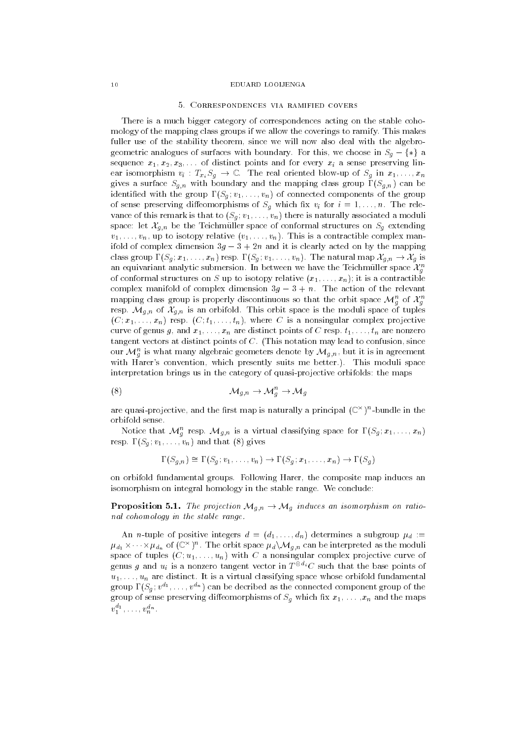## 5. Correspondences via ramified covers

There is a much bigger category of correspondences acting on the stable cohomology of the mapping class groups if we allow the coverings to ramify. This makes fuller use of the stability theorem, since we will now also deal with the algebro-geometric analogues of surfaces with boundary. For this, we choose in $S_g - \{*\}$ a sequence $x_1, x_2, x_3, \dots$ of distinct points and for every $x_i$ a sense preserving linear isomorphism $v_i : T_{x_i}S_g \to \mathbb{C}$. The real oriented blow-up of $S_g$ in $x_1, \dots, x_n$ gives a surface $S_{g,n}$ with boundary and the mapping class group $\Gamma(S_{g,n})$ can be identified with the group $\Gamma(S_g; v_1, \dots, v_n)$ of connected components of the group of sense preserving diffeomorphisms of $S_g$ which fix $v_i$ for $i = 1, \dots, n$. The relevance of this remark is that to $(S_g; v_1, \dots, v_n)$ there is naturally associated a moduli space: let $\mathcal{X}_{g,n}$ be the Teichmüller space of conformal structures on $S_g$ extending $v_1, \dots, v_n$, up to isotopy relative $(v_1, \dots, v_n)$. This is a contractible complex manifold of complex dimension $3g - 3 + 2n$ and it is clearly acted on by the mapping class group $\Gamma(S_g; x_1, \dots, x_n)$ resp. $\Gamma(S_g; v_1, \dots, v_n)$. The natural map $\mathcal{X}_{g,n} \to \mathcal{X}_g$ is an equivariant analytic submersion. In between we have the Teichmüller space $\mathcal{X}_g^n$ of conformal structures on $S$ up to isotopy relative $(x_1, \dots, x_n)$; it is a contractible complex manifold of complex dimension $3g - 3 + n$. The action of the relevant mapping class group is properly discontinuous so that the orbit space $\mathcal{M}_g^n$ of $\mathcal{X}_g^n$ resp. $\mathcal{M}_{g,n}$ of $\mathcal{X}_{g,n}$ is an orbifold. This orbit space is the moduli space of tuples $(C; x_1, \dots, x_n)$ resp. $(C; t_1, \dots, t_n)$, where $C$ is a nonsingular complex projective curve of genus $g$, and $x_1, \dots, x_n$ are distinct points of $C$ resp. $t_1, \dots, t_n$ are nonzero tangent vectors at distinct points of $C$. (This notation may lead to confusion, since our $\mathcal{M}_g^n$ is what many algebraic geometers denote by $\mathcal{M}_{g,n}$, but it is in agreement with Harer's convention, which presently suits me better.). This moduli space interpretation brings us in the category of quasi-projective orbifolds: the maps

$$\mathcal{M}_{g,n} \to \mathcal{M}_g^n \to \mathcal{M}_g \tag{8}$$

are quasi-projective, and the first map is naturally a principal $(\mathbb{C}^\times)^n$-bundle in the orbifold sense.

Notice that $\mathcal{M}_g^n$ resp. $\mathcal{M}_{g,n}$ is a virtual classifying space for $\Gamma(S_g; x_1, \dots, x_n)$ resp. $\Gamma(S_g; v_1, \dots, v_n)$ and that (8) gives

$$\Gamma(S_{g,n}) \cong \Gamma(S_g; v_1, \dots, v_n) \to \Gamma(S_g; x_1, \dots, x_n) \to \Gamma(S_g)$$

on orbifold fundamental groups. Following Harer, the composite map induces an isomorphism on integral homology in the stable range. We conclude:

**Proposition 5.1.** *The projection $\mathcal{M}_{g,n} \to \mathcal{M}_g$ induces an isomorphism on rational cohomology in the stable range.*

An $n$-tuple of positive integers $d = (d_1, \dots, d_n)$ determines a subgroup $\mu_d := \mu_{d_1} \times \cdots \times \mu_{d_n}$ of $(\mathbb{C}^\times)^n$. The orbit space $\mu_d \backslash \mathcal{M}_{g,n}$ can be interpreted as the moduli space of tuples $(C; u_1, \dots, u_n)$ with $C$ a nonsingular complex projective curve of genus $g$ and $u_i$ is a nonzero tangent vector in $T^{\otimes d_i}C$ such that the base points of $u_1, \dots, u_n$ are distinct. It is a virtual classifying space whose orbifold fundamental group $\Gamma(S_g; v^{d_1}, \dots, v^{d_n})$ can be decribed as the connected component group of the group of sense preserving diffeomorphisms of $S_g$ which fix $x_1, \dots, x_n$ and the maps $v_1^{d_1}, \dots, v_n^{d_n}$.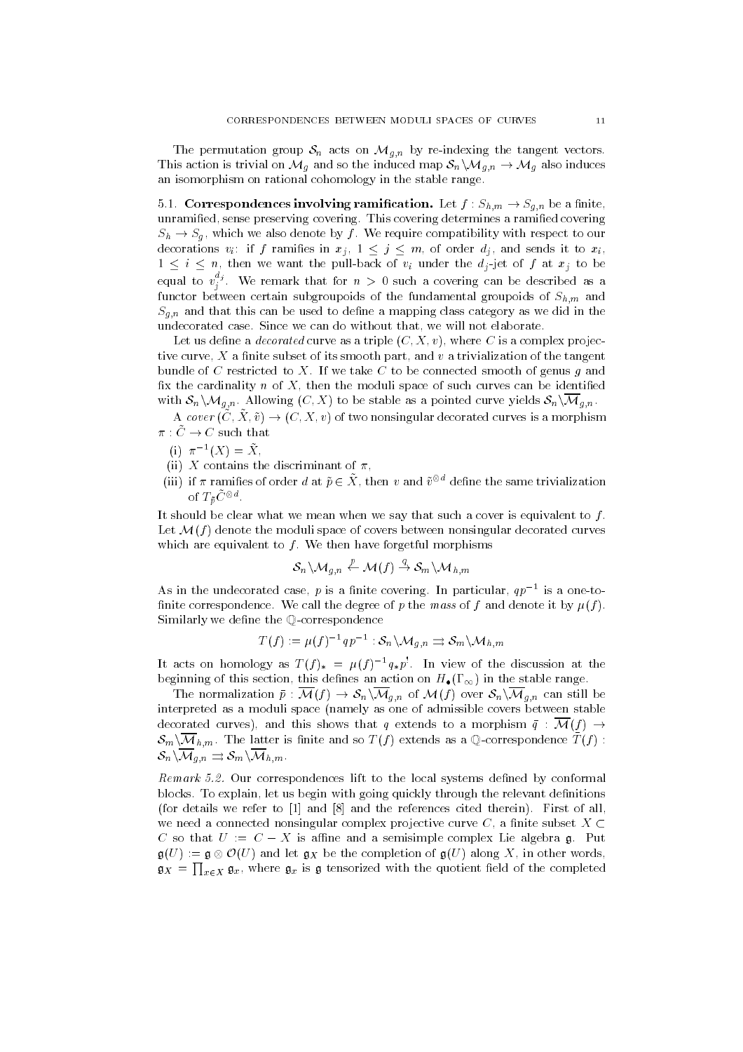The permutation group $\mathcal{S}_n$ acts on $\mathcal{M}_{g,n}$ by re-indexing the tangent vectors. This action is trivial on $\mathcal{M}_g$ and so the induced map $\mathcal{S}_n\backslash\mathcal{M}_{g,n} \to \mathcal{M}_g$ also induces an isomorphism on rational cohomology in the stable range.

**5.1. Correspondences involving ramification.** Let $f : S_{h,m} \to S_{g,n}$ be a finite, unramified, sense preserving covering. This covering determines a ramified covering $S_h \to S_g$, which we also denote by $f$. We require compatibility with respect to our decorations $v_i$: if $f$ ramifies in $x_j$, $1 \leq j \leq m$, of order $d_j$, and sends it to $x_i$, $1 \leq i \leq n$, then we want the pull-back of $v_i$ under the $d_j$-jet of $f$ at $x_j$ to be equal to $v_j^{d_j}$. We remark that for $n > 0$ such a covering can be described as a functor between certain subgroupoids of the fundamental groupoids of $S_{h,m}$ and $S_{g,n}$ and that this can be used to define a mapping class category as we did in the undecorated case. Since we can do without that, we will not elaborate.

Let us define a *decorated* curve as a triple $(C, X, v)$, where $C$ is a complex projective curve, $X$ a finite subset of its smooth part, and $v$ a trivialization of the tangent bundle of $C$ restricted to $X$. If we take $C$ to be connected smooth of genus $g$ and fix the cardinality $n$ of $X$, then the moduli space of such curves can be identified with $\mathcal{S}_n\backslash\mathcal{M}_{g,n}$. Allowing $(C, X)$ to be stable as a pointed curve yields $\mathcal{S}_n\backslash\overline{\mathcal{M}}_{g,n}$.

A *cover* $(\tilde{C}, \tilde{X}, \tilde{v}) \to (C, X, v)$ of two nonsingular decorated curves is a morphism $\pi : \tilde{C} \to C$ such that

(i) $\pi^{-1}(X) = \tilde{X}$,

(ii) $X$ contains the discriminant of $\pi$,

(iii) if $\pi$ ramifies of order $d$ at $\tilde{p} \in \tilde{X}$, then $v$ and $\tilde{v}^{\otimes d}$ define the same trivialization of $T_{\tilde{p}}\tilde{C}^{\otimes d}$.

It should be clear what we mean when we say that such a cover is equivalent to $f$. Let $\mathcal{M}(f)$ denote the moduli space of covers between nonsingular decorated curves which are equivalent to $f$. We then have forgetful morphisms

$$\mathcal{S}_n\backslash\mathcal{M}_{g,n} \overset{p}{\leftarrow} \mathcal{M}(f) \overset{q}{\rightarrow} \mathcal{S}_m\backslash\mathcal{M}_{h,m}$$

As in the undecorated case, $p$ is a finite covering. In particular, $qp^{-1}$ is a one-to-finite correspondence. We call the degree of $p$ the *mass* of $f$ and denote it by $\mu(f)$. Similarly we define the $\mathbb{Q}$-correspondence

$$T(f) := \mu(f)^{-1}qp^{-1} : \mathcal{S}_n\backslash\mathcal{M}_{g,n} \rightrightarrows \mathcal{S}_m\backslash\mathcal{M}_{h,m}$$

It acts on homology as $T(f)_* = \mu(f)^{-1}q_*p^!$. In view of the discussion at the beginning of this section, this defines an action on $H_\bullet(\Gamma_\infty)$ in the stable range.

The normalization $\bar{p} : \overline{\mathcal{M}}(f) \to \mathcal{S}_n\backslash\overline{\mathcal{M}}_{g,n}$ of $\mathcal{M}(f)$ over $\mathcal{S}_n\backslash\overline{\mathcal{M}}_{g,n}$ can still be interpreted as a moduli space (namely as one of admissible covers between stable decorated curves), and this shows that $q$ extends to a morphism $\bar{q} : \overline{\mathcal{M}}(f) \to \mathcal{S}_m\backslash\overline{\mathcal{M}}_{h,m}$. The latter is finite and so $T(f)$ extends as a $\mathbb{Q}$-correspondence $\overline{T}(f) : \mathcal{S}_n\backslash\overline{\mathcal{M}}_{g,n} \rightrightarrows \mathcal{S}_m\backslash\overline{\mathcal{M}}_{h,m}$.

*Remark 5.2.* Our correspondences lift to the local systems defined by conformal blocks. To explain, let us begin with going quickly through the relevant definitions (for details we refer to [1] and [8] and the references cited therein). First of all, we need a connected nonsingular complex projective curve $C$, a finite subset $X \subset C$ so that $U := C - X$ is affine and a semisimple complex Lie algebra $\mathfrak{g}$. Put $\mathfrak{g}(U) := \mathfrak{g} \otimes \mathcal{O}(U)$ and let $\mathfrak{g}_X$ be the completion of $\mathfrak{g}(U)$ along $X$, in other words, $\mathfrak{g}_X = \prod_{x \in X} \mathfrak{g}_x$, where $\mathfrak{g}_x$ is $\mathfrak{g}$ tensorized with the quotient field of the completed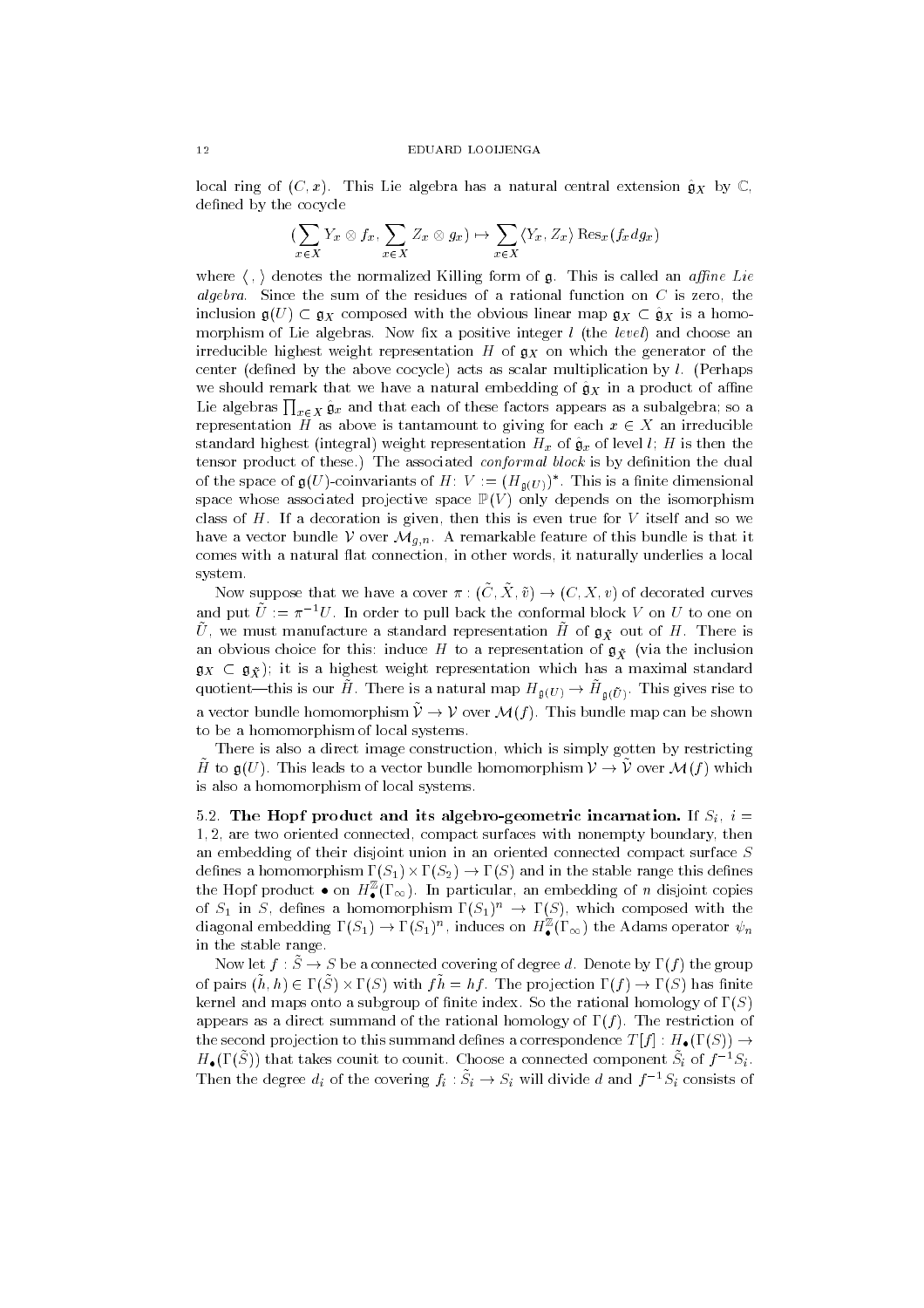local ring of $(C, x)$. This Lie algebra has a natural central extension $\hat{\mathfrak{g}}_X$ by $\mathbb{C}$, defined by the cocycle

$$(\sum_{x\in X} Y_x \otimes f_x, \sum_{x\in X} Z_x \otimes g_x) \mapsto \sum_{x\in X} \langle Y_x, Z_x\rangle \operatorname{Res}_x(f_x dg_x)$$

where $\langle\, ,\, \rangle$ denotes the normalized Killing form of $\mathfrak{g}$. This is called an *affine Lie algebra*. Since the sum of the residues of a rational function on $C$ is zero, the inclusion $\mathfrak{g}(U) \subset \mathfrak{g}_X$ composed with the obvious linear map $\mathfrak{g}_X \subset \hat{\mathfrak{g}}_X$ is a homomorphism of Lie algebras. Now fix a positive integer $l$ (the *level*) and choose an irreducible highest weight representation $H$ of $\mathfrak{g}_X$ on which the generator of the center (defined by the above cocycle) acts as scalar multiplication by $l$. (Perhaps we should remark that we have a natural embedding of $\hat{\mathfrak{g}}_X$ in a product of affine Lie algebras $\prod_{x\in X}\hat{\mathfrak{g}}_x$ and that each of these factors appears as a subalgebra; so a representation $H$ as above is tantamount to giving for each $x \in X$ an irreducible standard highest (integral) weight representation $H_x$ of $\hat{\mathfrak{g}}_x$ of level $l$; $H$ is then the tensor product of these.) The associated *conformal block* is by definition the dual of the space of $\mathfrak{g}(U)$-coinvariants of $H$: $V := (H_{\mathfrak{g}(U)})^*$. This is a finite dimensional space whose associated projective space $\mathbb{P}(V)$ only depends on the isomorphism class of $H$. If a decoration is given, then this is even true for $V$ itself and so we have a vector bundle $\mathcal{V}$ over $\mathcal{M}_{g,n}$. A remarkable feature of this bundle is that it comes with a natural flat connection, in other words, it naturally underlies a local system.

Now suppose that we have a cover $\pi : (\tilde{C}, \tilde{X}, \tilde{v}) \to (C, X, v)$ of decorated curves and put $\tilde{U} := \pi^{-1}U$. In order to pull back the conformal block $V$ on $U$ to one on $\tilde{U}$, we must manufacture a standard representation $\tilde{H}$ of $\mathfrak{g}_{\tilde{X}}$ out of $H$. There is an obvious choice for this: induce $H$ to a representation of $\mathfrak{g}_{\tilde{X}}$ (via the inclusion $\mathfrak{g}_X \subset \mathfrak{g}_{\tilde{X}}$); it is a highest weight representation which has a maximal standard quotient—this is our $\tilde{H}$. There is a natural map $H_{\mathfrak{g}(U)} \to \tilde{H}_{\mathfrak{g}(\tilde{U})}$. This gives rise to a vector bundle homomorphism $\tilde{\mathcal{V}} \to \mathcal{V}$ over $\mathcal{M}(f)$. This bundle map can be shown to be a homomorphism of local systems.

There is also a direct image construction, which is simply gotten by restricting $\tilde{H}$ to $\mathfrak{g}(U)$. This leads to a vector bundle homomorphism $\mathcal{V} \to \tilde{\mathcal{V}}$ over $\mathcal{M}(f)$ which is also a homomorphism of local systems.

**5.2. The Hopf product and its algebro-geometric incarnation.** If $S_i$, $i = 1, 2$, are two oriented connected, compact surfaces with nonempty boundary, then an embedding of their disjoint union in an oriented connected compact surface $S$ defines a homomorphism $\Gamma(S_1) \times \Gamma(S_2) \to \Gamma(S)$ and in the stable range this defines the Hopf product $\bullet$ on $H^{\mathbb{Z}}_{\bullet}(\Gamma_\infty)$. In particular, an embedding of $n$ disjoint copies of $S_1$ in $S$, defines a homomorphism $\Gamma(S_1)^n \to \Gamma(S)$, which composed with the diagonal embedding $\Gamma(S_1) \to \Gamma(S_1)^n$, induces on $H^{\mathbb{Z}}_{\bullet}(\Gamma_\infty)$ the Adams operator $\psi_n$ in the stable range.

Now let $f : \tilde{S} \to S$ be a connected covering of degree $d$. Denote by $\Gamma(f)$ the group of pairs $(\tilde{h}, h) \in \Gamma(\tilde{S}) \times \Gamma(S)$ with $f\tilde{h} = hf$. The projection $\Gamma(f) \to \Gamma(S)$ has finite kernel and maps onto a subgroup of finite index. So the rational homology of $\Gamma(S)$ appears as a direct summand of the rational homology of $\Gamma(f)$. The restriction of the second projection to this summand defines a correspondence $T[f] : H_\bullet(\Gamma(S)) \to H_\bullet(\Gamma(\tilde{S}))$ that takes counit to counit. Choose a connected component $\tilde{S}_i$ of $f^{-1}S_i$. Then the degree $d_i$ of the covering $f_i : \tilde{S}_i \to S_i$ will divide $d$ and $f^{-1}S_i$ consists of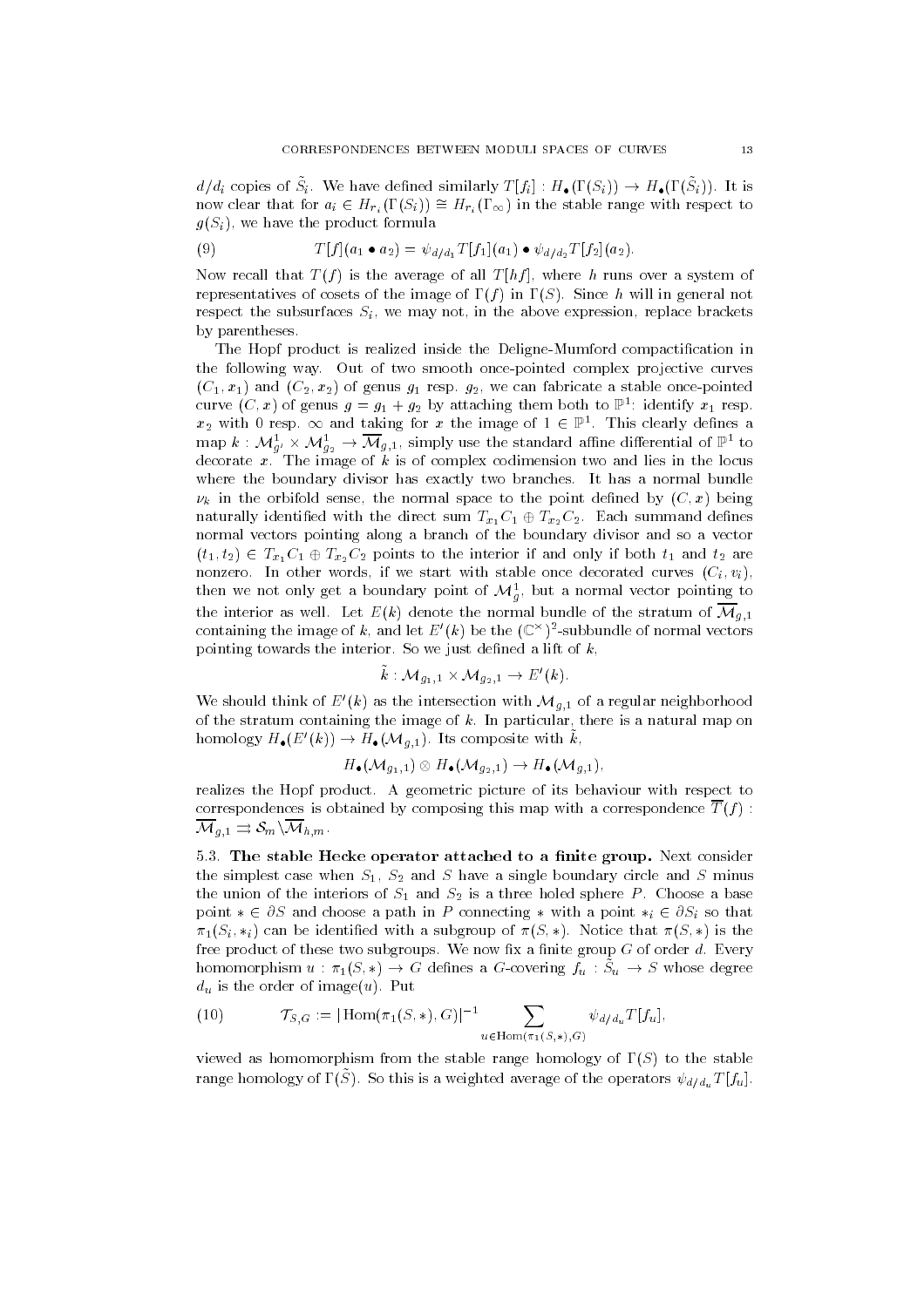$d/d_i$ copies of $\tilde{S}_i$. We have defined similarly $T[f_i] : H_\bullet(\Gamma(S_i)) \to H_\bullet(\Gamma(\tilde{S}_i))$. It is now clear that for $a_i \in H_{r_i}(\Gamma(S_i)) \cong H_{r_i}(\Gamma_\infty)$ in the stable range with respect to $g(S_i)$, we have the product formula

$$T[f](a_1 \bullet a_2) = \psi_{d/d_1} T[f_1](a_1) \bullet \psi_{d/d_2} T[f_2](a_2). \tag{9}$$

Now recall that $T(f)$ is the average of all $T[hf]$, where $h$ runs over a system of representatives of cosets of the image of $\Gamma(f)$ in $\Gamma(S)$. Since $h$ will in general not respect the subsurfaces $S_i$, we may not, in the above expression, replace brackets by parentheses.

The Hopf product is realized inside the Deligne-Mumford compactification in the following way. Out of two smooth once-pointed complex projective curves $(C_1, x_1)$ and $(C_2, x_2)$ of genus $g_1$ resp. $g_2$, we can fabricate a stable once-pointed curve $(C, x)$ of genus $g = g_1 + g_2$ by attaching them both to $\mathbb{P}^1$: identify $x_1$ resp. $x_2$ with $0$ resp. $\infty$ and taking for $x$ the image of $1 \in \mathbb{P}^1$. This clearly defines a map $k : \mathcal{M}^1_{g'} \times \mathcal{M}^1_{g_2} \to \overline{\mathcal{M}}_{g,1}$, simply use the standard affine differential of $\mathbb{P}^1$ to decorate $x$. The image of $k$ is of complex codimension two and lies in the locus where the boundary divisor has exactly two branches. It has a normal bundle $\nu_k$ in the orbifold sense, the normal space to the point defined by $(C, x)$ being naturally identified with the direct sum $T_{x_1}C_1 \oplus T_{x_2}C_2$. Each summand defines normal vectors pointing along a branch of the boundary divisor and so a vector $(t_1, t_2) \in T_{x_1}C_1 \oplus T_{x_2}C_2$ points to the interior if and only if both $t_1$ and $t_2$ are nonzero. In other words, if we start with stable once decorated curves $(C_i, v_i)$, then we not only get a boundary point of $\mathcal{M}^1_{g}$, but a normal vector pointing to the interior as well. Let $E(k)$ denote the normal bundle of the stratum of $\overline{\mathcal{M}}_{g,1}$ containing the image of $k$, and let $E'(k)$ be the $(\mathbb{C}^\times)^2$-subbundle of normal vectors pointing towards the interior. So we just defined a lift of $k$,

$$\tilde{k} : \mathcal{M}_{g_1,1} \times \mathcal{M}_{g_2,1} \to E'(k).$$

We should think of $E'(k)$ as the intersection with $\mathcal{M}_{g,1}$ of a regular neighborhood of the stratum containing the image of $k$. In particular, there is a natural map on homology $H_\bullet(E'(k)) \to H_\bullet(\mathcal{M}_{g,1})$. Its composite with $\tilde{k}$,

$$H_\bullet(\mathcal{M}_{g_1,1}) \otimes H_\bullet(\mathcal{M}_{g_2,1}) \to H_\bullet(\mathcal{M}_{g,1}),$$

realizes the Hopf product. A geometric picture of its behaviour with respect to correspondences is obtained by composing this map with a correspondence $\overline{T}(f) : \overline{\mathcal{M}}_{g,1} \rightrightarrows \mathcal{S}_m \backslash \overline{\mathcal{M}}_{h,m}$.

**5.3. The stable Hecke operator attached to a finite group.** Next consider the simplest case when $S_1$, $S_2$ and $S$ have a single boundary circle and $S$ minus the union of the interiors of $S_1$ and $S_2$ is a three holed sphere $P$. Choose a base point $* \in \partial S$ and choose a path in $P$ connecting $*$ with a point $*_i \in \partial S_i$ so that $\pi_1(S_i, *_i)$ can be identified with a subgroup of $\pi(S, *)$. Notice that $\pi(S, *)$ is the free product of these two subgroups. We now fix a finite group $G$ of order $d$. Every homomorphism $u : \pi_1(S, *) \to G$ defines a $G$-covering $f_u : \tilde{S}_u \to S$ whose degree $d_u$ is the order of image$(u)$. Put

$$\mathcal{T}_{S,G} := |\operatorname{Hom}(\pi_1(S, *), G)|^{-1} \sum_{u \in \operatorname{Hom}(\pi_1(S,*),G)} \psi_{d/d_u} T[f_u], \tag{10}$$

viewed as homomorphism from the stable range homology of $\Gamma(S)$ to the stable range homology of $\Gamma(\tilde{S})$. So this is a weighted average of the operators $\psi_{d/d_u} T[f_u]$.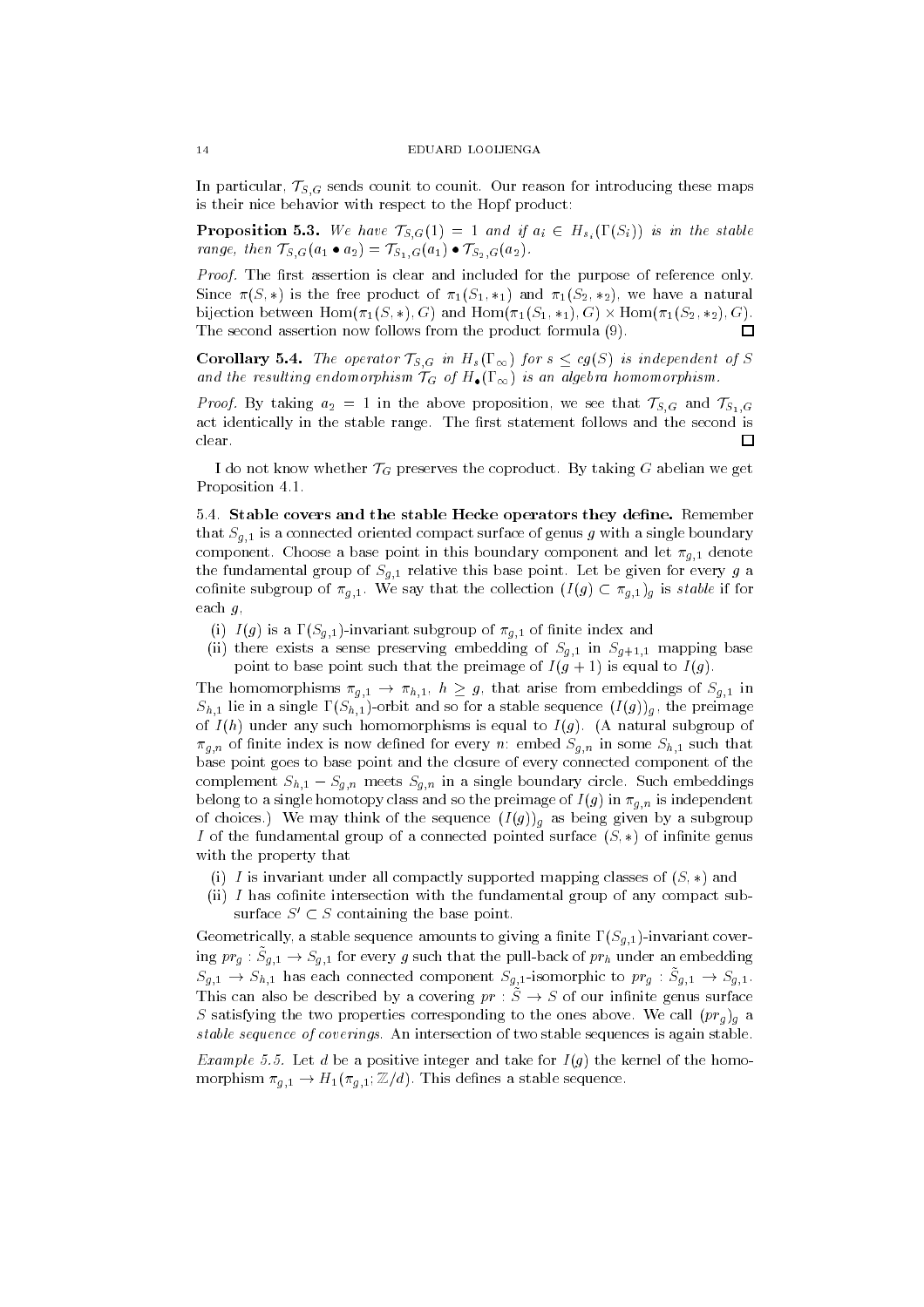In particular, $\mathcal{T}_{S,G}$ sends counit to counit. Our reason for introducing these maps is their nice behavior with respect to the Hopf product:

**Proposition 5.3.** *We have $\mathcal{T}_{S,G}(1) = 1$ and if $a_i \in H_{s_i}(\Gamma(S_i))$ is in the stable range, then $\mathcal{T}_{S,G}(a_1 \bullet a_2) = \mathcal{T}_{S_1,G}(a_1) \bullet \mathcal{T}_{S_2,G}(a_2)$.*

*Proof.* The first assertion is clear and included for the purpose of reference only. Since $\pi(S,*)$ is the free product of $\pi_1(S_1,*_1)$ and $\pi_1(S_2,*_2)$, we have a natural bijection between $\mathrm{Hom}(\pi_1(S,*),G)$ and $\mathrm{Hom}(\pi_1(S_1,*_1),G) \times \mathrm{Hom}(\pi_1(S_2,*_2),G)$. The second assertion now follows from the product formula (9). □

**Corollary 5.4.** *The operator $\mathcal{T}_{S,G}$ in $H_s(\Gamma_\infty)$ for $s \leq cg(S)$ is independent of $S$ and the resulting endomorphism $\mathcal{T}_G$ of $H_\bullet(\Gamma_\infty)$ is an algebra homomorphism.*

*Proof.* By taking $a_2 = 1$ in the above proposition, we see that $\mathcal{T}_{S,G}$ and $\mathcal{T}_{S_1,G}$ act identically in the stable range. The first statement follows and the second is clear. □

I do not know whether $\mathcal{T}_G$ preserves the coproduct. By taking $G$ abelian we get Proposition 4.1.

5.4. **Stable covers and the stable Hecke operators they define.** Remember that $S_{g,1}$ is a connected oriented compact surface of genus $g$ with a single boundary component. Choose a base point in this boundary component and let $\pi_{g,1}$ denote the fundamental group of $S_{g,1}$ relative this base point. Let be given for every $g$ a cofinite subgroup of $\pi_{g,1}$. We say that the collection $(I(g) \subset \pi_{g,1})_g$ is *stable* if for each $g$,

(i) $I(g)$ is a $\Gamma(S_{g,1})$-invariant subgroup of $\pi_{g,1}$ of finite index and
(ii) there exists a sense preserving embedding of $S_{g,1}$ in $S_{g+1,1}$ mapping base point to base point such that the preimage of $I(g+1)$ is equal to $I(g)$.

The homomorphisms $\pi_{g,1} \to \pi_{h,1}$, $h \geq g$, that arise from embeddings of $S_{g,1}$ in $S_{h,1}$ lie in a single $\Gamma(S_{h,1})$-orbit and so for a stable sequence $(I(g))_g$, the preimage of $I(h)$ under any such homomorphisms is equal to $I(g)$. (A natural subgroup of $\pi_{g,n}$ of finite index is now defined for every $n$: embed $S_{g,n}$ in some $S_{h,1}$ such that base point goes to base point and the closure of every connected component of the complement $S_{h,1} - S_{g,n}$ meets $S_{g,n}$ in a single boundary circle. Such embeddings belong to a single homotopy class and so the preimage of $I(g)$ in $\pi_{g,n}$ is independent of choices.) We may think of the sequence $(I(g))_g$ as being given by a subgroup $I$ of the fundamental group of a connected pointed surface $(S,*)$ of infinite genus with the property that

(i) $I$ is invariant under all compactly supported mapping classes of $(S,*)$ and
(ii) $I$ has cofinite intersection with the fundamental group of any compact subsurface $S' \subset S$ containing the base point.

Geometrically, a stable sequence amounts to giving a finite $\Gamma(S_{g,1})$-invariant covering $pr_g : \tilde{S}_{g,1} \to S_{g,1}$ for every $g$ such that the pull-back of $pr_h$ under an embedding $S_{g,1} \to S_{h,1}$ has each connected component $S_{g,1}$-isomorphic to $pr_g : \tilde{S}_{g,1} \to S_{g,1}$. This can also be described by a covering $pr : \tilde{S} \to S$ of our infinite genus surface $S$ satisfying the two properties corresponding to the ones above. We call $(pr_g)_g$ a *stable sequence of coverings*. An intersection of two stable sequences is again stable.

*Example 5.5.* Let $d$ be a positive integer and take for $I(g)$ the kernel of the homomorphism $\pi_{g,1} \to H_1(\pi_{g,1}; \mathbb{Z}/d)$. This defines a stable sequence.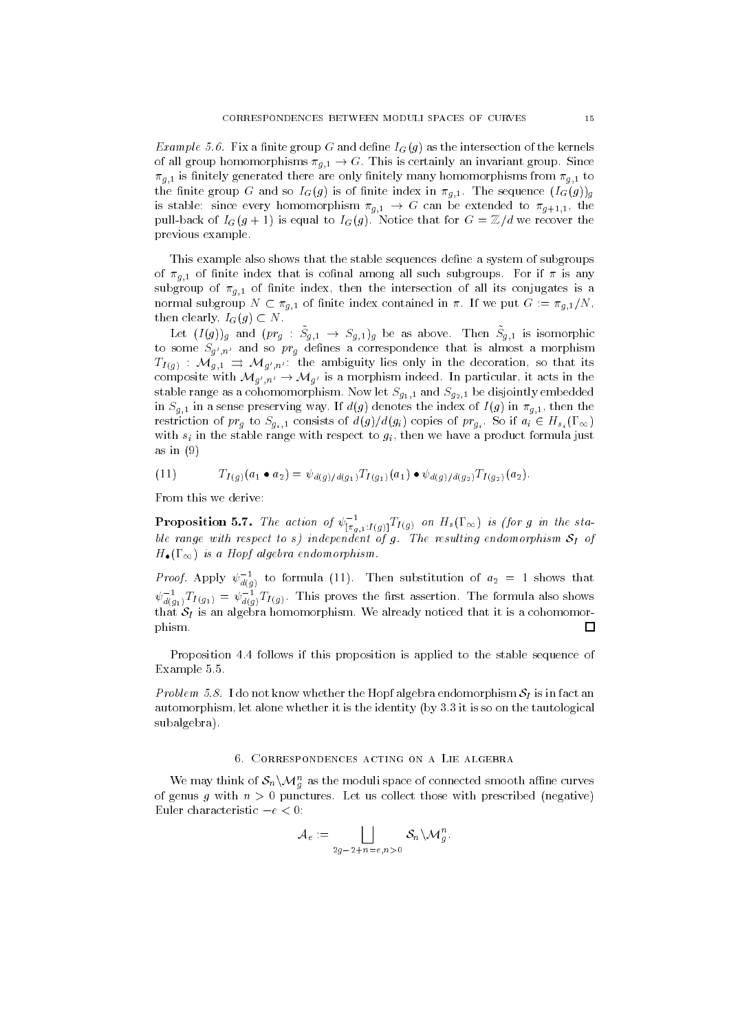*Example 5.6.* Fix a finite group $G$ and define $I_G(g)$ as the intersection of the kernels of all group homomorphisms $\pi_{g,1} \to G$. This is certainly an invariant group. Since $\pi_{g,1}$ is finitely generated there are only finitely many homomorphisms from $\pi_{g,1}$ to the finite group $G$ and so $I_G(g)$ is of finite index in $\pi_{g,1}$. The sequence $(I_G(g))_g$ is stable: since every homomorphism $\pi_{g,1} \to G$ can be extended to $\pi_{g+1,1}$, the pull-back of $I_G(g+1)$ is equal to $I_G(g)$. Notice that for $G = \mathbb{Z}/d$ we recover the previous example.

This example also shows that the stable sequences define a system of subgroups of $\pi_{g,1}$ of finite index that is cofinal among all such subgroups. For if $\pi$ is any subgroup of $\pi_{g,1}$ of finite index, then the intersection of all its conjugates is a normal subgroup $N \subset \pi_{g,1}$ of finite index contained in $\pi$. If we put $G := \pi_{g,1}/N$, then clearly, $I_G(g) \subset N$.

Let $(I(g))_g$ and $(pr_g : \tilde{S}_{g,1} \to S_{g,1})_g$ be as above. Then $\tilde{S}_{g,1}$ is isomorphic to some $S_{g',n'}$ and so $pr_g$ defines a correspondence that is almost a morphism $T_{I(g)} : \mathcal{M}_{g,1} \rightrightarrows \mathcal{M}_{g',n'}$: the ambiguity lies only in the decoration, so that its composite with $\mathcal{M}_{g',n'} \to \mathcal{M}_{g'}$ is a morphism indeed. In particular, it acts in the stable range as a cohomomorphism. Now let $S_{g_1,1}$ and $S_{g_2,1}$ be disjointly embedded in $S_{g,1}$ in a sense preserving way. If $d(g)$ denotes the index of $I(g)$ in $\pi_{g,1}$, then the restriction of $pr_g$ to $S_{g_i,1}$ consists of $d(g)/d(g_i)$ copies of $pr_{g_i}$. So if $a_i \in H_{s_i}(\Gamma_\infty)$ with $s_i$ in the stable range with respect to $g_i$, then we have a product formula just as in (9)

$$T_{I(g)}(a_1 \bullet a_2) = \psi_{d(g)/d(g_1)} T_{I(g_1)}(a_1) \bullet \psi_{d(g)/d(g_2)} T_{I(g_2)}(a_2). \tag{11}$$

From this we derive:

**Proposition 5.7.** *The action of $\psi^{-1}_{[\pi_{g,1}:I(g)]} T_{I(g)}$ on $H_s(\Gamma_\infty)$ is (for $g$ in the stable range with respect to $s$) independent of $g$. The resulting endomorphism $\mathcal{S}_I$ of $H_\bullet(\Gamma_\infty)$ is a Hopf algebra endomorphism.*

*Proof.* Apply $\psi^{-1}_{d(g)}$ to formula (11). Then substitution of $a_2 = 1$ shows that $\psi^{-1}_{d(g_1)} T_{I(g_1)} = \psi^{-1}_{d(g)} T_{I(g)}$. This proves the first assertion. The formula also shows that $\mathcal{S}_I$ is an algebra homomorphism. We already noticed that it is a cohomomorphism. ◻

Proposition 4.4 follows if this proposition is applied to the stable sequence of Example 5.5.

*Problem 5.8.* I do not know whether the Hopf algebra endomorphism $\mathcal{S}_I$ is in fact an automorphism, let alone whether it is the identity (by 3.3 it is so on the tautological subalgebra).

## 6. Correspondences acting on a Lie algebra

We may think of $\mathcal{S}_n \backslash \mathcal{M}_g^n$ as the moduli space of connected smooth affine curves of genus $g$ with $n > 0$ punctures. Let us collect those with prescribed (negative) Euler characteristic $-e < 0$:

$$\mathcal{A}_e := \bigsqcup_{2g-2+n=e, n>0} \mathcal{S}_n \backslash \mathcal{M}_g^n.$$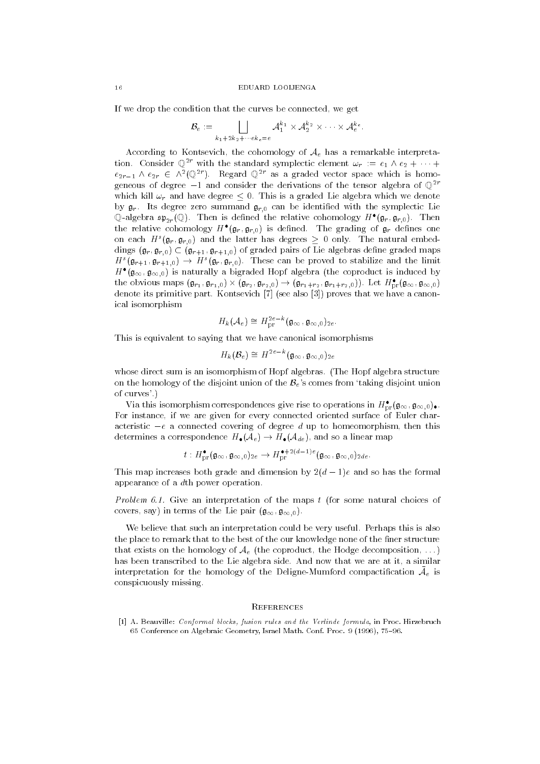If we drop the condition that the curves be connected, we get

$$\mathcal{B}_e := \bigsqcup_{k_1+2k_2+\cdots ek_e=e} \mathcal{A}_1^{k_1}\times\mathcal{A}_2^{k_2}\times\cdots\times\mathcal{A}_e^{k_e}.$$

According to Kontsevich, the cohomology of $\mathcal{A}_e$ has a remarkable interpretation. Consider $\mathbb{Q}^{2r}$ with the standard symplectic element $\omega_r := e_1\wedge e_2+\cdots+e_{2r-1}\wedge e_{2r}\in\wedge^2(\mathbb{Q}^{2r})$. Regard $\mathbb{Q}^{2r}$ as a graded vector space which is homogeneous of degree $-1$ and consider the derivations of the tensor algebra of $\mathbb{Q}^{2r}$ which kill $\omega_r$ and have degree $\leq 0$. This is a graded Lie algebra which we denote by $\mathfrak{g}_r$. Its degree zero summand $\mathfrak{g}_{r,0}$ can be identified with the symplectic Lie $\mathbb{Q}$-algebra $\mathfrak{sp}_{2r}(\mathbb{Q})$. Then is defined the relative cohomology $H^\bullet(\mathfrak{g}_r,\mathfrak{g}_{r,0})$. Then the relative cohomology $H^\bullet(\mathfrak{g}_r,\mathfrak{g}_{r,0})$ is defined. The grading of $\mathfrak{g}_r$ defines one on each $H^s(\mathfrak{g}_r,\mathfrak{g}_{r,0})$ and the latter has degrees $\geq 0$ only. The natural embeddings $(\mathfrak{g}_r,\mathfrak{g}_{r,0})\subset(\mathfrak{g}_{r+1},\mathfrak{g}_{r+1,0})$ of graded pairs of Lie algebras define graded maps $H^s(\mathfrak{g}_{r+1},\mathfrak{g}_{r+1,0})\to H^s(\mathfrak{g}_r,\mathfrak{g}_{r,0})$. These can be proved to stabilize and the limit $H^\bullet(\mathfrak{g}_\infty,\mathfrak{g}_{\infty,0})$ is naturally a bigraded Hopf algebra (the coproduct is induced by the obvious maps $(\mathfrak{g}_{r_1},\mathfrak{g}_{r_1,0})\times(\mathfrak{g}_{r_2},\mathfrak{g}_{r_2,0})\to(\mathfrak{g}_{r_1+r_2},\mathfrak{g}_{r_1+r_2,0})$). Let $H^\bullet_{\mathrm{pr}}(\mathfrak{g}_\infty,\mathfrak{g}_{\infty,0})$ denote its primitive part. Kontsevich [7] (see also [3]) proves that we have a canonical isomorphism

$$H_k(\mathcal{A}_e)\cong H^{2e-k}_{\mathrm{pr}}(\mathfrak{g}_\infty,\mathfrak{g}_{\infty,0})_{2e}.$$

This is equivalent to saying that we have canonical isomorphisms

$$H_k(\mathcal{B}_e)\cong H^{2e-k}(\mathfrak{g}_\infty,\mathfrak{g}_{\infty,0})_{2e}$$

whose direct sum is an isomorphism of Hopf algebras. (The Hopf algebra structure on the homology of the disjoint union of the $\mathcal{B}_e$'s comes from 'taking disjoint union of curves'.)

Via this isomorphism correspondences give rise to operations in $H^\bullet_{\mathrm{pr}}(\mathfrak{g}_\infty,\mathfrak{g}_{\infty,0})_\bullet$. For instance, if we are given for every connected oriented surface of Euler characteristic $-e$ a connected covering of degree $d$ up to homeomorphism, then this determines a correspondence $H_\bullet(\mathcal{A}_e)\to H_\bullet(\mathcal{A}_{de})$, and so a linear map

$$t: H^\bullet_{\mathrm{pr}}(\mathfrak{g}_\infty,\mathfrak{g}_{\infty,0})_{2e}\to H^{\bullet+2(d-1)e}_{\mathrm{pr}}(\mathfrak{g}_\infty,\mathfrak{g}_{\infty,0})_{2de}.$$

This map increases both grade and dimension by $2(d-1)e$ and so has the formal appearance of a $d$th power operation.

*Problem 6.1.* Give an interpretation of the maps $t$ (for some natural choices of covers, say) in terms of the Lie pair $(\mathfrak{g}_\infty,\mathfrak{g}_{\infty,0})$.

We believe that such an interpretation could be very useful. Perhaps this is also the place to remark that to the best of the our knowledge none of the finer structure that exists on the homology of $\mathcal{A}_e$ (the coproduct, the Hodge decomposition, ...) has been transcribed to the Lie algebra side. And now that we are at it, a similar interpretation for the homology of the Deligne-Mumford compactification $\bar{\mathcal{A}}_e$ is conspicuously missing.

## References

[1] A. Beauville: *Conformal blocks, fusion rules and the Verlinde formula*, in Proc. Hirzebruch 65 Conference on Algebraic Geometry, Israel Math. Conf. Proc. 9 (1996), 75–96.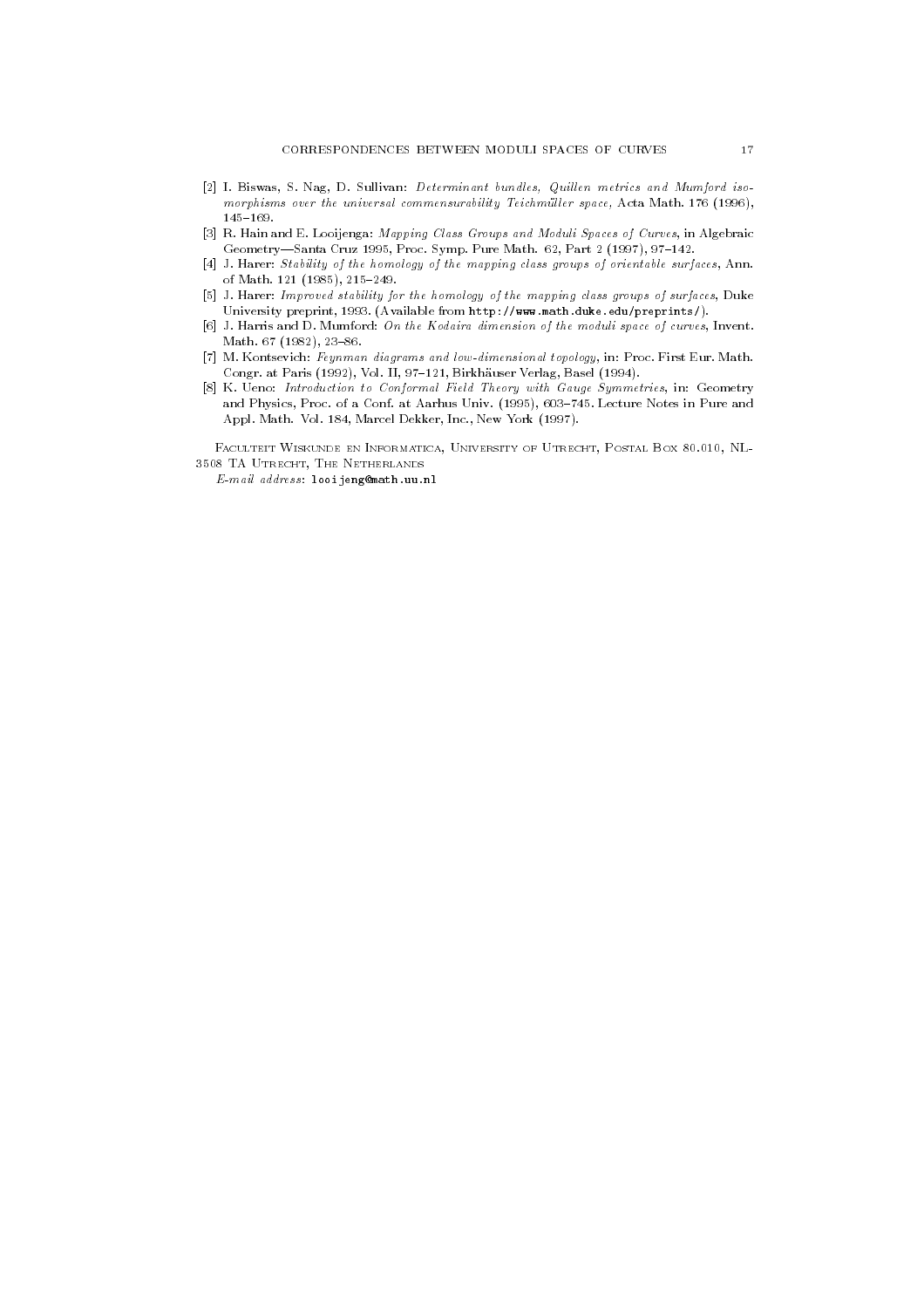[2] I. Biswas, S. Nag, D. Sullivan: *Determinant bundles, Quillen metrics and Mumford isomorphisms over the universal commensurability Teichmüller space*, Acta Math. 176 (1996), 145–169.

[3] R. Hain and E. Looijenga: *Mapping Class Groups and Moduli Spaces of Curves*, in Algebraic Geometry—Santa Cruz 1995, Proc. Symp. Pure Math. 62, Part 2 (1997), 97–142.

[4] J. Harer: *Stability of the homology of the mapping class groups of orientable surfaces*, Ann. of Math. 121 (1985), 215–249.

[5] J. Harer: *Improved stability for the homology of the mapping class groups of surfaces*, Duke University preprint, 1993. (Available from `http://www.math.duke.edu/preprints/`).

[6] J. Harris and D. Mumford: *On the Kodaira dimension of the moduli space of curves*, Invent. Math. 67 (1982), 23–86.

[7] M. Kontsevich: *Feynman diagrams and low-dimensional topology*, in: Proc. First Eur. Math. Congr. at Paris (1992), Vol. II, 97–121, Birkhäuser Verlag, Basel (1994).

[8] K. Ueno: *Introduction to Conformal Field Theory with Gauge Symmetries*, in: Geometry and Physics, Proc. of a Conf. at Aarhus Univ. (1995), 603–745. Lecture Notes in Pure and Appl. Math. Vol. 184, Marcel Dekker, Inc., New York (1997).

Faculteit Wiskunde en Informatica, University of Utrecht, Postal Box 80.010, NL-3508 TA Utrecht, The Netherlands

*E-mail address*: `looijeng@math.uu.nl`